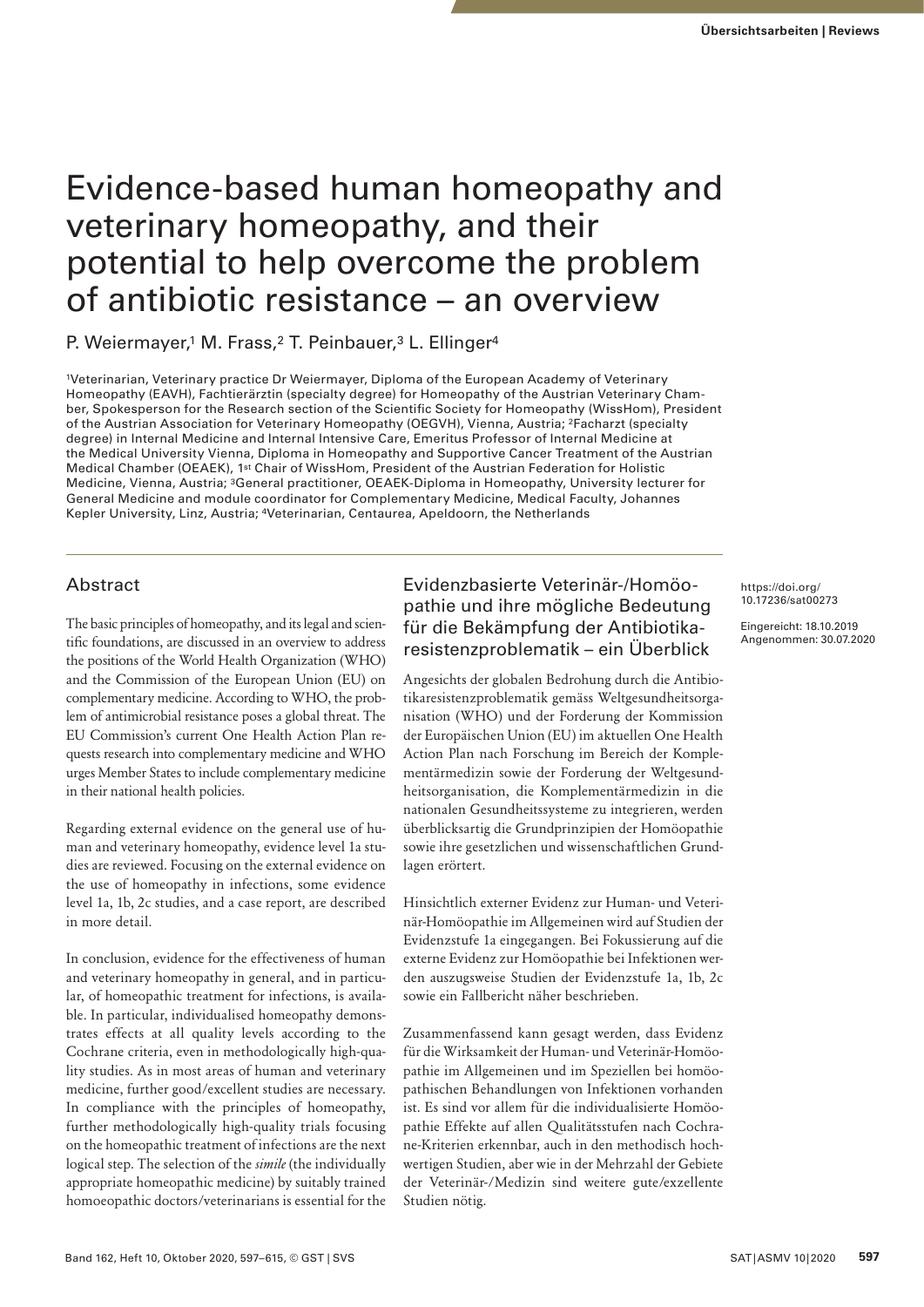# Evidence-based human homeopathy and veterinary homeopathy, and their potential to help overcome the problem of antibiotic resistance – an overview

P. Weiermayer,[1] M. Frass,[2] T. Peinbauer,[3] L. Ellinger[4]

[1]Veterinarian, Veterinary practice Dr Weiermayer, Diploma of the European Academy of Veterinary Homeopathy (EAVH), Fachtierärztin (specialty degree) for Homeopathy of the Austrian Veterinary Chamber, Spokesperson for the Research section of the Scientific Society for Homeopathy (WissHom), President of the Austrian Association for Veterinary Homeopathy (OEGVH), Vienna, Austria; [2]Facharzt (specialty degree) in Internal Medicine and Internal Intensive Care, Emeritus Professor of Internal Medicine at the Medical University Vienna, Diploma in Homeopathy and Supportive Cancer Treatment of the Austrian Medical Chamber (OEAEK), 1st Chair of WissHom, President of the Austrian Federation for Holistic Medicine, Vienna, Austria; [3]General practitioner, OEAEK-Diploma in Homeopathy, University lecturer for General Medicine and module coordinator for Complementary Medicine, Medical Faculty, Johannes Kepler University, Linz, Austria; [4]Veterinarian, Centaurea, Apeldoorn, the Netherlands

https://doi.org/10.17236/sat00273

Eingereicht: 18.10.2019
Angenommen: 30.07.2020

## Abstract

The basic principles of homeopathy, and its legal and scientific foundations, are discussed in an overview to address the positions of the World Health Organization (WHO) and the Commission of the European Union (EU) on complementary medicine. According to WHO, the problem of antimicrobial resistance poses a global threat. The EU Commission's current One Health Action Plan requests research into complementary medicine and WHO urges Member States to include complementary medicine in their national health policies.

Regarding external evidence on the general use of human and veterinary homeopathy, evidence level 1a studies are reviewed. Focusing on the external evidence on the use of homeopathy in infections, some evidence level 1a, 1b, 2c studies, and a case report, are described in more detail.

In conclusion, evidence for the effectiveness of human and veterinary homeopathy in general, and in particular, of homeopathic treatment for infections, is available. In particular, individualised homeopathy demonstrates effects at all quality levels according to the Cochrane criteria, even in methodologically high-quality studies. As in most areas of human and veterinary medicine, further good/excellent studies are necessary. In compliance with the principles of homeopathy, further methodologically high-quality trials focusing on the homeopathic treatment of infections are the next logical step. The selection of the *simile* (the individually appropriate homeopathic medicine) by suitably trained homoeopathic doctors/veterinarians is essential for the

## Evidenzbasierte Veterinär-/Homöopathie und ihre mögliche Bedeutung für die Bekämpfung der Antibiotikaresistenzproblematik – ein Überblick

Angesichts der globalen Bedrohung durch die Antibiotikaresistenzproblematik gemäss Weltgesundheitsorganisation (WHO) und der Forderung der Kommission der Europäischen Union (EU) im aktuellen One Health Action Plan nach Forschung im Bereich der Komplementärmedizin sowie der Forderung der Weltgesundheitsorganisation, die Komplementärmedizin in die nationalen Gesundheitssysteme zu integrieren, werden überblicksartig die Grundprinzipien der Homöopathie sowie ihre gesetzlichen und wissenschaftlichen Grundlagen erörtert.

Hinsichtlich externer Evidenz zur Human- und Veterinär-Homöopathie im Allgemeinen wird auf Studien der Evidenzstufe 1a eingegangen. Bei Fokussierung auf die externe Evidenz zur Homöopathie bei Infektionen werden auszugsweise Studien der Evidenzstufe 1a, 1b, 2c sowie ein Fallbericht näher beschrieben.

Zusammenfassend kann gesagt werden, dass Evidenz für die Wirksamkeit der Human- und Veterinär-Homöopathie im Allgemeinen und im Speziellen bei homöopathischen Behandlungen von Infektionen vorhanden ist. Es sind vor allem für die individualisierte Homöopathie Effekte auf allen Qualitätsstufen nach Cochrane-Kriterien erkennbar, auch in den methodisch hochwertigen Studien, aber wie in der Mehrzahl der Gebiete der Veterinär-/Medizin sind weitere gute/exzellente Studien nötig.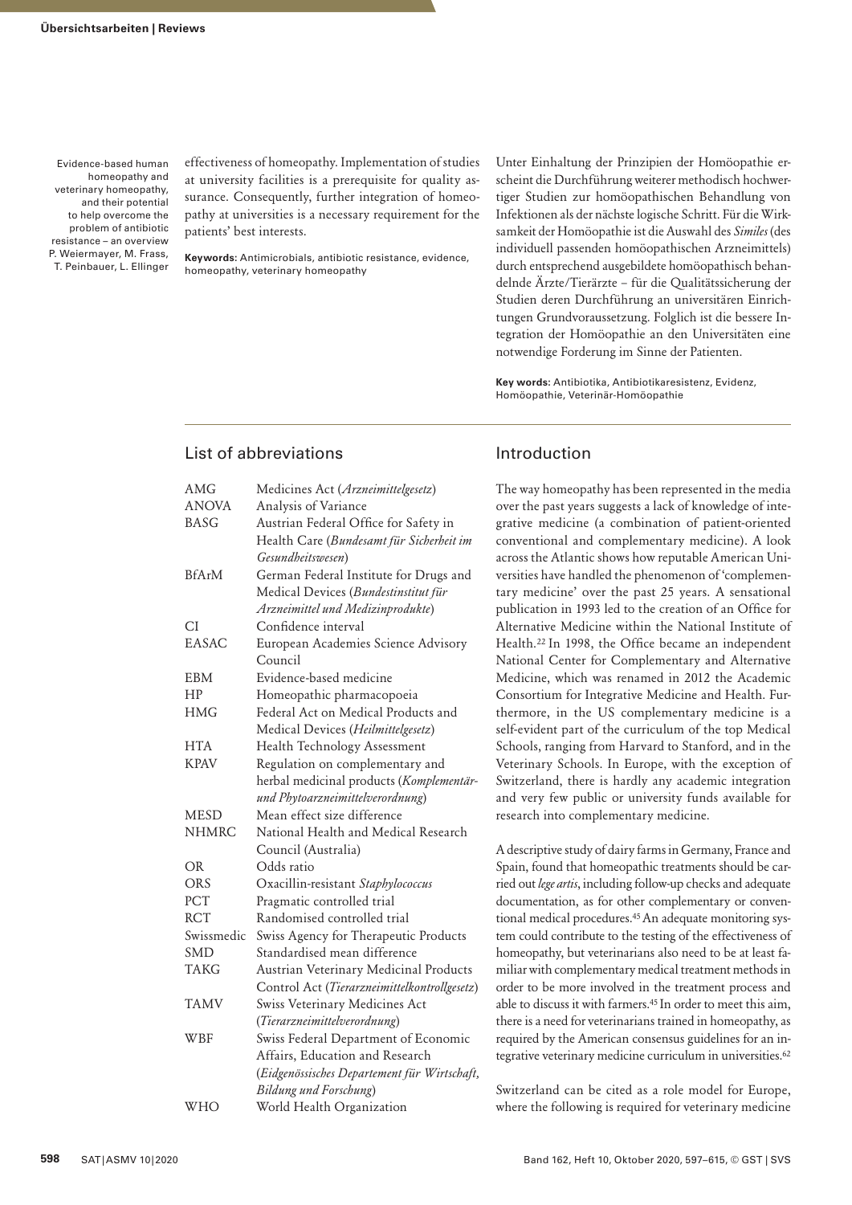effectiveness of homeopathy. Implementation of studies at university facilities is a prerequisite for quality assurance. Consequently, further integration of homeopathy at universities is a necessary requirement for the patients' best interests.

**Keywords:** Antimicrobials, antibiotic resistance, evidence, homeopathy, veterinary homeopathy

Unter Einhaltung der Prinzipien der Homöopathie erscheint die Durchführung weiterer methodisch hochwertiger Studien zur homöopathischen Behandlung von Infektionen als der nächste logische Schritt. Für die Wirksamkeit der Homöopathie ist die Auswahl des *Similes* (des individuell passenden homöopathischen Arzneimittels) durch entsprechend ausgebildete homöopathisch behandelnde Ärzte/Tierärzte – für die Qualitätssicherung der Studien deren Durchführung an universitären Einrichtungen Grundvoraussetzung. Folglich ist die bessere Integration der Homöopathie an den Universitäten eine notwendige Forderung im Sinne der Patienten.

**Key words:** Antibiotika, Antibiotikaresistenz, Evidenz, Homöopathie, Veterinär-Homöopathie

## List of abbreviations

| | |
|---|---|
| AMG | Medicines Act (*Arzneimittelgesetz*) |
| ANOVA | Analysis of Variance |
| BASG | Austrian Federal Office for Safety in Health Care (*Bundesamt für Sicherheit im Gesundheitswesen*) |
| BfArM | German Federal Institute for Drugs and Medical Devices (*Bundesinstitut für Arzneimittel und Medizinprodukte*) |
| CI | Confidence interval |
| EASAC | European Academies Science Advisory Council |
| EBM | Evidence-based medicine |
| HP | Homeopathic pharmacopoeia |
| HMG | Federal Act on Medical Products and Medical Devices (*Heilmittelgesetz*) |
| HTA | Health Technology Assessment |
| KPAV | Regulation on complementary and herbal medicinal products (*Komplementär- und Phytoarzneimittelverordnung*) |
| MESD | Mean effect size difference |
| NHMRC | National Health and Medical Research Council (Australia) |
| OR | Odds ratio |
| ORS | Oxacillin-resistant *Staphylococcus* |
| PCT | Pragmatic controlled trial |
| RCT | Randomised controlled trial |
| Swissmedic | Swiss Agency for Therapeutic Products |
| SMD | Standardised mean difference |
| TAKG | Austrian Veterinary Medicinal Products Control Act (*Tierarzneimittelkontrollgesetz*) |
| TAMV | Swiss Veterinary Medicines Act (*Tierarzneimittelverordnung*) |
| WBF | Swiss Federal Department of Economic Affairs, Education and Research (*Eidgenössisches Departement für Wirtschaft, Bildung und Forschung*) |
| WHO | World Health Organization |

## Introduction

The way homeopathy has been represented in the media over the past years suggests a lack of knowledge of integrative medicine (a combination of patient-oriented conventional and complementary medicine). A look across the Atlantic shows how reputable American Universities have handled the phenomenon of 'complementary medicine' over the past 25 years. A sensational publication in 1993 led to the creation of an Office for Alternative Medicine within the National Institute of Health.[22] In 1998, the Office became an independent National Center for Complementary and Alternative Medicine, which was renamed in 2012 the Academic Consortium for Integrative Medicine and Health. Furthermore, in the US complementary medicine is a self-evident part of the curriculum of the top Medical Schools, ranging from Harvard to Stanford, and in the Veterinary Schools. In Europe, with the exception of Switzerland, there is hardly any academic integration and very few public or university funds available for research into complementary medicine.

A descriptive study of dairy farms in Germany, France and Spain, found that homeopathic treatments should be carried out *lege artis*, including follow-up checks and adequate documentation, as for other complementary or conventional medical procedures.[45] An adequate monitoring system could contribute to the testing of the effectiveness of homeopathy, but veterinarians also need to be at least familiar with complementary medical treatment methods in order to be more involved in the treatment process and able to discuss it with farmers.[45] In order to meet this aim, there is a need for veterinarians trained in homeopathy, as required by the American consensus guidelines for an integrative veterinary medicine curriculum in universities.[62]

Switzerland can be cited as a role model for Europe, where the following is required for veterinary medicine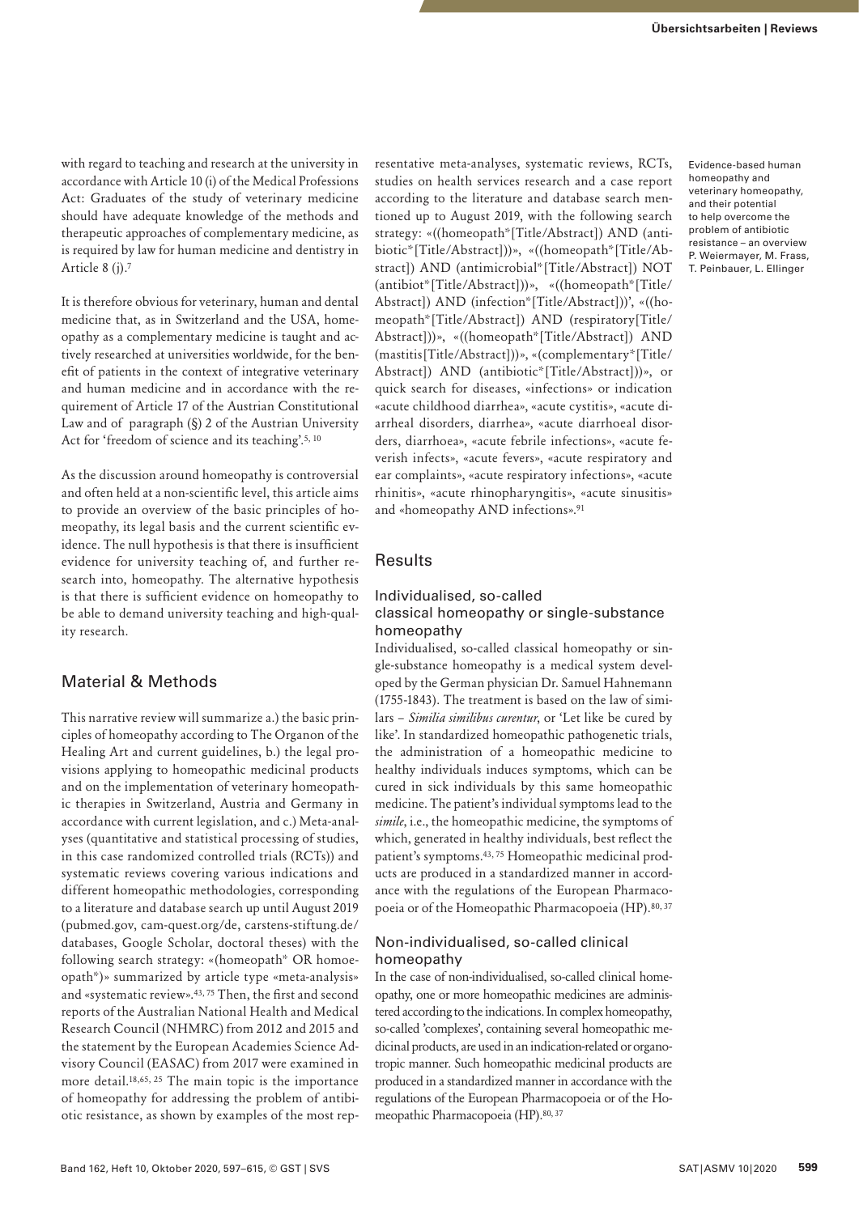with regard to teaching and research at the university in accordance with Article 10 (i) of the Medical Professions Act: Graduates of the study of veterinary medicine should have adequate knowledge of the methods and therapeutic approaches of complementary medicine, as is required by law for human medicine and dentistry in Article 8 (j).[7]

It is therefore obvious for veterinary, human and dental medicine that, as in Switzerland and the USA, homeopathy as a complementary medicine is taught and actively researched at universities worldwide, for the benefit of patients in the context of integrative veterinary and human medicine and in accordance with the requirement of Article 17 of the Austrian Constitutional Law and of paragraph (§) 2 of the Austrian University Act for 'freedom of science and its teaching'.[5, 10]

As the discussion around homeopathy is controversial and often held at a non-scientific level, this article aims to provide an overview of the basic principles of homeopathy, its legal basis and the current scientific evidence. The null hypothesis is that there is insufficient evidence for university teaching of, and further research into, homeopathy. The alternative hypothesis is that there is sufficient evidence on homeopathy to be able to demand university teaching and high-quality research.

## Material & Methods

This narrative review will summarize a.) the basic principles of homeopathy according to The Organon of the Healing Art and current guidelines, b.) the legal provisions applying to homeopathic medicinal products and on the implementation of veterinary homeopathic therapies in Switzerland, Austria and Germany in accordance with current legislation, and c.) Meta-analyses (quantitative and statistical processing of studies, in this case randomized controlled trials (RCTs)) and systematic reviews covering various indications and different homeopathic methodologies, corresponding to a literature and database search up until August 2019 (pubmed.gov, cam-quest.org/de, carstens-stiftung.de/databases, Google Scholar, doctoral theses) with the following search strategy: «(homoeopath* OR homoeopath*)» summarized by article type «meta-analysis» and «systematic review».[43, 75] Then, the first and second reports of the Australian National Health and Medical Research Council (NHMRC) from 2012 and 2015 and the statement by the European Academies Science Advisory Council (EASAC) from 2017 were examined in more detail.[18,65, 25] The main topic is the importance of homeopathy for addressing the problem of antibiotic resistance, as shown by examples of the most representative meta-analyses, systematic reviews, RCTs, studies on health services research and a case report according to the literature and database search mentioned up to August 2019, with the following search strategy: «((homeopath*[Title/Abstract]) AND (antibiotic*[Title/Abstract]))», «((homeopath*[Title/Abstract]) AND (antimicrobial*[Title/Abstract]) NOT (antibiot*[Title/Abstract]))», «((homeopath*[Title/Abstract]) AND (infection*[Title/Abstract]))', «((homeopath*[Title/Abstract]) AND (respiratory[Title/Abstract]))», «((homeopath*[Title/Abstract]) AND (mastitis[Title/Abstract]))», «(complementary*[Title/Abstract]) AND (antibiotic*[Title/Abstract]))», or quick search for diseases, «infections» or indication «acute childhood diarrhea», «acute cystitis», «acute diarrheal disorders, diarrhea», «acute diarrhoeal disorders, diarrhoea», «acute febrile infections», «acute feverish infects», «acute fevers», «acute respiratory and ear complaints», «acute respiratory infections», «acute rhinitis», «acute rhinopharyngitis», «acute sinusitis» and «homeopathy AND infections».[91]

## Results

### Individualised, so-called classical homeopathy or single-substance homeopathy

Individualised, so-called classical homeopathy or single-substance homeopathy is a medical system developed by the German physician Dr. Samuel Hahnemann (1755-1843). The treatment is based on the law of similars – *Similia similibus curentur*, or 'Let like be cured by like'. In standardized homeopathic pathogenetic trials, the administration of a homeopathic medicine to healthy individuals induces symptoms, which can be cured in sick individuals by this same homeopathic medicine. The patient's individual symptoms lead to the *simile*, i.e., the homeopathic medicine, the symptoms of which, generated in healthy individuals, best reflect the patient's symptoms.[43, 75] Homeopathic medicinal products are produced in a standardized manner in accordance with the regulations of the European Pharmacopoeia or of the Homeopathic Pharmacopoeia (HP).[80, 37]

### Non-individualised, so-called clinical homeopathy

In the case of non-individualised, so-called clinical homeopathy, one or more homeopathic medicines are administered according to the indications. In complex homeopathy, so-called 'complexes', containing several homeopathic medicinal products, are used in an indication-related or organotropic manner. Such homeopathic medicinal products are produced in a standardized manner in accordance with the regulations of the European Pharmacopoeia or of the Homeopathic Pharmacopoeia (HP).[80, 37]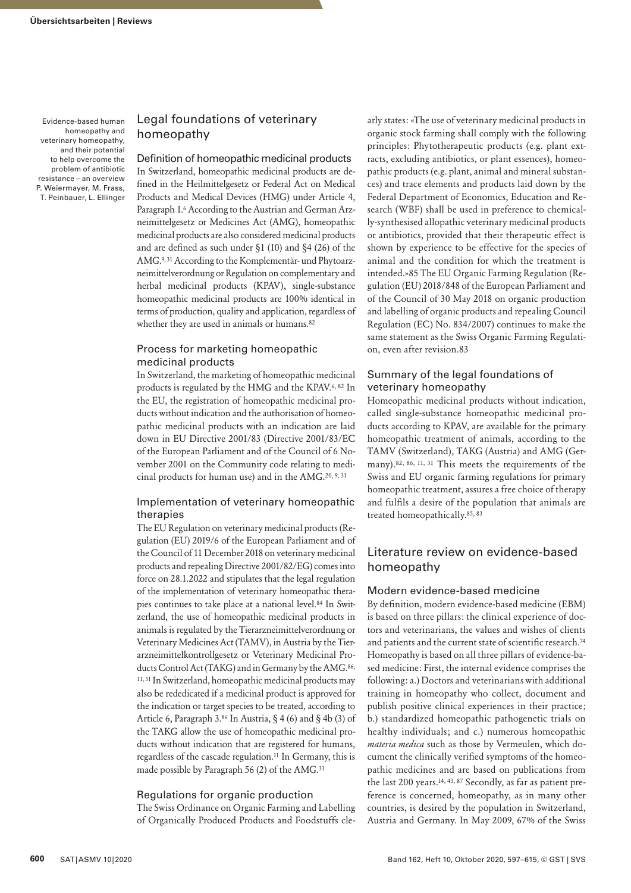## Legal foundations of veterinary homeopathy

### Definition of homeopathic medicinal products

In Switzerland, homeopathic medicinal products are defined in the Heilmittelgesetz or Federal Act on Medical Products and Medical Devices (HMG) under Article 4, Paragraph 1.[6] According to the Austrian and German Arzneimittelgesetz or Medicines Act (AMG), homeopathic medicinal products are also considered medicinal products and are defined as such under §1 (10) and §4 (26) of the AMG.[9, 31] According to the Komplementär- und Phytoarzneimittelverordnung or Regulation on complementary and herbal medicinal products (KPAV), single-substance homeopathic medicinal products are 100% identical in terms of production, quality and application, regardless of whether they are used in animals or humans.[82]

### Process for marketing homeopathic medicinal products

In Switzerland, the marketing of homeopathic medicinal products is regulated by the HMG and the KPAV.[6, 82] In the EU, the registration of homeopathic medicinal products without indication and the authorisation of homeopathic medicinal products with an indication are laid down in EU Directive 2001/83 (Directive 2001/83/EC of the European Parliament and of the Council of 6 November 2001 on the Community code relating to medicinal products for human use) and in the AMG.[20, 9, 31]

### Implementation of veterinary homeopathic therapies

The EU Regulation on veterinary medicinal products (Regulation (EU) 2019/6 of the European Parliament and of the Council of 11 December 2018 on veterinary medicinal products and repealing Directive 2001/82/EG) comes into force on 28.1.2022 and stipulates that the legal regulation of the implementation of veterinary homeopathic therapies continues to take place at a national level.[84] In Switzerland, the use of homeopathic medicinal products in animals is regulated by the Tierarzneimittelverordnung or Veterinary Medicines Act (TAMV), in Austria by the Tierarzneimittelkontrollgesetz or Veterinary Medicinal Products Control Act (TAKG) and in Germany by the AMG.[86, 11, 31] In Switzerland, homeopathic medicinal products may also be rededicated if a medicinal product is approved for the indication or target species to be treated, according to Article 6, Paragraph 3.[86] In Austria, § 4 (6) and § 4b (3) of the TAKG allow the use of homeopathic medicinal products without indication that are registered for humans, regardless of the cascade regulation.[11] In Germany, this is made possible by Paragraph 56 (2) of the AMG.[31]

### Regulations for organic production

The Swiss Ordinance on Organic Farming and Labelling of Organically Produced Products and Foodstuffs clearly states: «The use of veterinary medicinal products in organic stock farming shall comply with the following principles: Phytotherapeutic products (e.g. plant extracts, excluding antibiotics, or plant essences), homeopathic products (e.g. plant, animal and mineral substances) and trace elements and products laid down by the Federal Department of Economics, Education and Research (WBF) shall be used in preference to chemically-synthesised allopathic veterinary medicinal products or antibiotics, provided that their therapeutic effect is shown by experience to be effective for the species of animal and the condition for which the treatment is intended.»[85] The EU Organic Farming Regulation (Regulation (EU) 2018/848 of the European Parliament and of the Council of 30 May 2018 on organic production and labelling of organic products and repealing Council Regulation (EC) No. 834/2007) continues to make the same statement as the Swiss Organic Farming Regulation, even after revision.83

### Summary of the legal foundations of veterinary homeopathy

Homeopathic medicinal products without indication, called single-substance homeopathic medicinal products according to KPAV, are available for the primary homeopathic treatment of animals, according to the TAMV (Switzerland), TAKG (Austria) and AMG (Germany).[82, 86, 11, 31] This meets the requirements of the Swiss and EU organic farming regulations for primary homeopathic treatment, assures a free choice of therapy and fulfils a desire of the population that animals are treated homeopathically.[85, 83]

## Literature review on evidence-based homeopathy

### Modern evidence-based medicine

By definition, modern evidence-based medicine (EBM) is based on three pillars: the clinical experience of doctors and veterinarians, the values and wishes of clients and patients and the current state of scientific research.[74] Homeopathy is based on all three pillars of evidence-based medicine: First, the internal evidence comprises the following: a.) Doctors and veterinarians with additional training in homeopathy who collect, document and publish positive clinical experiences in their practice; b.) standardized homeopathic pathogenetic trials on healthy individuals; and c.) numerous homeopathic *materia medica* such as those by Vermeulen, which document the clinically verified symptoms of the homeopathic medicines and are based on publications from the last 200 years.[14, 43, 87] Secondly, as far as patient preference is concerned, homeopathy, as in many other countries, is desired by the population in Switzerland, Austria and Germany. In May 2009, 67% of the Swiss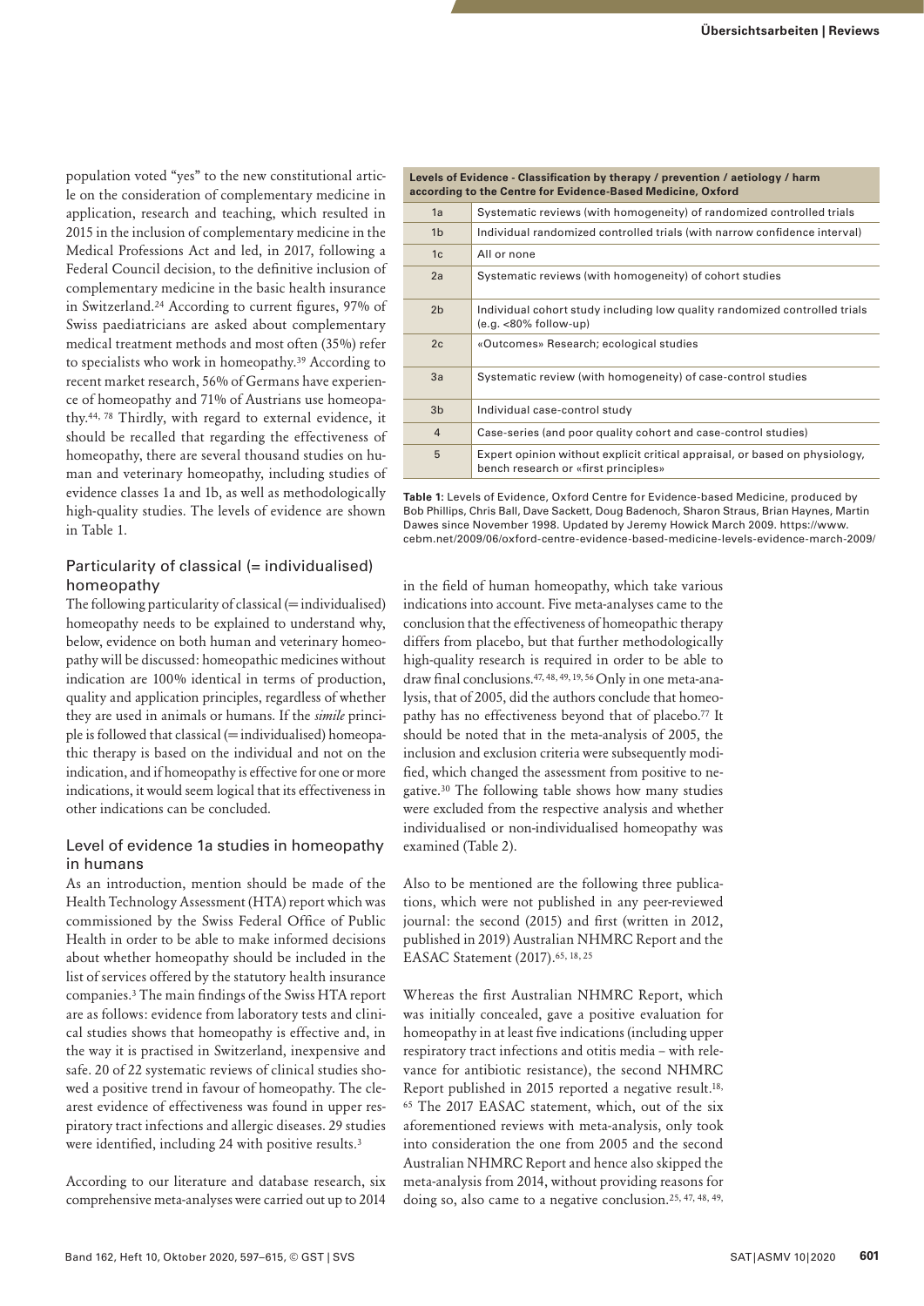population voted "yes" to the new constitutional article on the consideration of complementary medicine in application, research and teaching, which resulted in 2015 in the inclusion of complementary medicine in the Medical Professions Act and led, in 2017, following a Federal Council decision, to the definitive inclusion of complementary medicine in the basic health insurance in Switzerland.[24] According to current figures, 97% of Swiss paediatricians are asked about complementary medical treatment methods and most often (35%) refer to specialists who work in homeopathy.[39] According to recent market research, 56% of Germans have experience of homeopathy and 71% of Austrians use homeopathy.[44, 78] Thirdly, with regard to external evidence, it should be recalled that regarding the effectiveness of homeopathy, there are several thousand studies on human and veterinary homeopathy, including studies of evidence classes 1a and 1b, as well as methodologically high-quality studies. The levels of evidence are shown in Table 1.

| Levels of Evidence - Classification by therapy / prevention / aetiology / harm according to the Centre for Evidence-Based Medicine, Oxford | |
|---|---|
| 1a | Systematic reviews (with homogeneity) of randomized controlled trials |
| 1b | Individual randomized controlled trials (with narrow confidence interval) |
| 1c | All or none |
| 2a | Systematic reviews (with homogeneity) of cohort studies |
| 2b | Individual cohort study including low quality randomized controlled trials (e.g. <80% follow-up) |
| 2c | «Outcomes» Research; ecological studies |
| 3a | Systematic review (with homogeneity) of case-control studies |
| 3b | Individual case-control study |
| 4 | Case-series (and poor quality cohort and case-control studies) |
| 5 | Expert opinion without explicit critical appraisal, or based on physiology, bench research or «first principles» |

**Table 1:** Levels of Evidence, Oxford Centre for Evidence-based Medicine, produced by Bob Phillips, Chris Ball, Dave Sackett, Doug Badenoch, Sharon Straus, Brian Haynes, Martin Dawes since November 1998. Updated by Jeremy Howick March 2009. https://www.cebm.net/2009/06/oxford-centre-evidence-based-medicine-levels-evidence-march-2009/

## Particularity of classical (= individualised) homeopathy

The following particularity of classical (= individualised) homeopathy needs to be explained to understand why, below, evidence on both human and veterinary homeopathy will be discussed: homeopathic medicines without indication are 100% identical in terms of production, quality and application principles, regardless of whether they are used in animals or humans. If the *simile* principle is followed that classical (= individualised) homeopathic therapy is based on the individual and not on the indication, and if homeopathy is effective for one or more indications, it would seem logical that its effectiveness in other indications can be concluded.

## Level of evidence 1a studies in homeopathy in humans

As an introduction, mention should be made of the Health Technology Assessment (HTA) report which was commissioned by the Swiss Federal Office of Public Health in order to be able to make informed decisions about whether homeopathy should be included in the list of services offered by the statutory health insurance companies.[3] The main findings of the Swiss HTA report are as follows: evidence from laboratory tests and clinical studies shows that homeopathy is effective and, in the way it is practised in Switzerland, inexpensive and safe. 20 of 22 systematic reviews of clinical studies showed a positive trend in favour of homeopathy. The clearest evidence of effectiveness was found in upper respiratory tract infections and allergic diseases. 29 studies were identified, including 24 with positive results.[3]

According to our literature and database research, six comprehensive meta-analyses were carried out up to 2014 in the field of human homeopathy, which take various indications into account. Five meta-analyses came to the conclusion that the effectiveness of homeopathic therapy differs from placebo, but that further methodologically high-quality research is required in order to be able to draw final conclusions.[47, 48, 49, 19, 56] Only in one meta-analysis, that of 2005, did the authors conclude that homeopathy has no effectiveness beyond that of placebo.[77] It should be noted that in the meta-analysis of 2005, the inclusion and exclusion criteria were subsequently modified, which changed the assessment from positive to negative.[30] The following table shows how many studies were excluded from the respective analysis and whether individualised or non-individualised homeopathy was examined (Table 2).

Also to be mentioned are the following three publications, which were not published in any peer-reviewed journal: the second (2015) and first (written in 2012, published in 2019) Australian NHMRC Report and the EASAC Statement (2017).[65, 18, 25]

Whereas the first Australian NHMRC Report, which was initially concealed, gave a positive evaluation for homeopathy in at least five indications (including upper respiratory tract infections and otitis media – with relevance for antibiotic resistance), the second NHMRC Report published in 2015 reported a negative result.[18, 65] The 2017 EASAC statement, which, out of the six aforementioned reviews with meta-analysis, only took into consideration the one from 2005 and the second Australian NHMRC Report and hence also skipped the meta-analysis from 2014, without providing reasons for doing so, also came to a negative conclusion.[25, 47, 48, 49,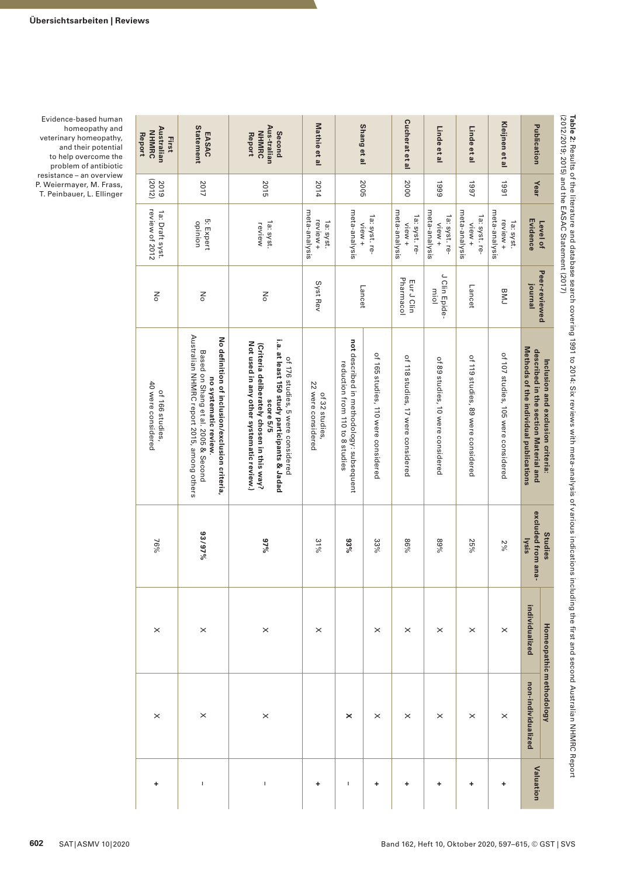**Table 2:** Results of the literature and database search covering 1991 to 2014: Six reviews with meta-analysis of various indications including the first and second Australian NHMRC Report (2012/2019; 2015) and the EASAC Statement (2017)

| Publication | Year | Level of Evidence | Peer-reviewed journal | Inclusion and exclusion criteria: described in the section Material and Methods of the individual publications | Studies excluded from analysis | Homeopathic methodology | | Valuation |
|---|---|---|---|---|---|---|---|---|
| | | | | | | individualized | non-individualized | |
| **Kleijnen et al** | 1991 | 1a: syst. review + meta-analysis | BMJ | of 107 studies, 105 were considered | 2% | × | × | + |
| **Linde et al** | 1997 | 1a: syst. review + meta-analysis | Lancet | of 119 studies, 89 were considered | 25% | × | × | + |
| **Linde et al** | 1999 | 1a: syst. review + meta-analysis | J Clin Epidemiol | of 89 studies, 10 were considered | 89% | × | × | + |
| **Cucherat et al** | 2000 | 1a: syst. review + meta-analysis | Eur J Clin Pharmacol | of 118 studies, 17 were considered | 86% | × | × | + |
| **Shang et al** | 2005 | 1a: syst. review + meta-analysis | Lancet | of 165 studies, 110 were considered | 33% | × | × | + |
| | | | | **not** described in methodology: subsequent reduction from 110 to 8 studies | **93%** | | **×** | – |
| **Mathie et al** | 2014 | 1a: syst. review + meta-analysis | Syst Rev | of 32 studies, 22 were considered | 31% | × | | + |
| **Second Australian NHMRC Report** | 2015 | 1a: syst. review | No | of 176 studies, 5 were considered **i.a. at least 150 study participants & Jadad score 5/5 (Criteria deliberately chosen in this way? Not used in any other systematic review.)** | **97%** | × | × | – |
| **EASAC Statement** | 2017 | 5: Expert opinion | No | **No definition of inclusion/exclusion criteria, no systematic review.** Based on Shang et al. 2005 & Second Australian NHMRC report 2015, among others | **93/97%** | × | × | – |
| **First Australian NHMRC Report** | 2019 (2012) | 1a: Draft syst. review of 2012 | No | of 166 studies, 40 were considered | 76% | × | × | + |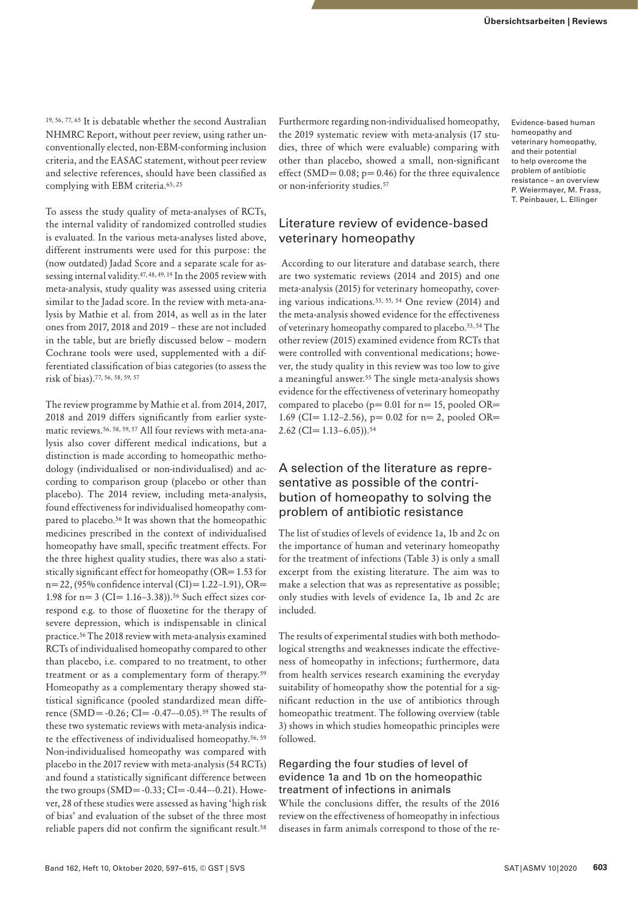[19, 56, 77, 65] It is debatable whether the second Australian NHMRC Report, without peer review, using rather unconventionally elected, non-EBM-conforming inclusion criteria, and the EASAC statement, without peer review and selective references, should have been classified as complying with EBM criteria.[65, 25]

To assess the study quality of meta-analyses of RCTs, the internal validity of randomized controlled studies is evaluated. In the various meta-analyses listed above, different instruments were used for this purpose: the (now outdated) Jadad Score and a separate scale for assessing internal validity.[47, 48, 49, 19] In the 2005 review with meta-analysis, study quality was assessed using criteria similar to the Jadad score. In the review with meta-analysis by Mathie et al. from 2014, as well as in the later ones from 2017, 2018 and 2019 – these are not included in the table, but are briefly discussed below – modern Cochrane tools were used, supplemented with a differentiated classification of bias categories (to assess the risk of bias).[77, 56, 58, 59, 57]

The review programme by Mathie et al. from 2014, 2017, 2018 and 2019 differs significantly from earlier systematic reviews.[56, 58, 59, 57] All four reviews with meta-analysis also cover different medical indications, but a distinction is made according to homeopathic methodology (individualised or non-individualised) and according to comparison group (placebo or other than placebo). The 2014 review, including meta-analysis, found effectiveness for individualised homeopathy compared to placebo.[56] It was shown that the homeopathic medicines prescribed in the context of individualised homeopathy have small, specific treatment effects. For the three highest quality studies, there was also a statistically significant effect for homeopathy (OR= 1.53 for n= 22, (95% confidence interval (CI)= 1.22–1.91), OR= 1.98 for n= 3 (CI= 1.16–3.38)).[56] Such effect sizes correspond e.g. to those of fluoxetine for the therapy of severe depression, which is indispensable in clinical practice.[56] The 2018 review with meta-analysis examined RCTs of individualised homeopathy compared to other than placebo, i.e. compared to no treatment, to other treatment or as a complementary form of therapy.[59] Homeopathy as a complementary therapy showed statistical significance (pooled standardized mean difference (SMD= -0.26; CI= -0.47–-0.05).[59] The results of these two systematic reviews with meta-analysis indicate the effectiveness of individualised homeopathy.[56, 59] Non-individualised homeopathy was compared with placebo in the 2017 review with meta-analysis (54 RCTs) and found a statistically significant difference between the two groups (SMD= -0.33; CI= -0.44–-0.21). However, 28 of these studies were assessed as having 'high risk of bias' and evaluation of the subset of the three most reliable papers did not confirm the significant result.[58]

Furthermore regarding non-individualised homeopathy, the 2019 systematic review with meta-analysis (17 studies, three of which were evaluable) comparing with other than placebo, showed a small, non-significant effect (SMD= 0.08; p= 0.46) for the three equivalence or non-inferiority studies.[57]

## Literature review of evidence-based veterinary homeopathy

According to our literature and database search, there are two systematic reviews (2014 and 2015) and one meta-analysis (2015) for veterinary homeopathy, covering various indications.[53, 55, 54] One review (2014) and the meta-analysis showed evidence for the effectiveness of veterinary homeopathy compared to placebo.[53, 54] The other review (2015) examined evidence from RCTs that were controlled with conventional medications; however, the study quality in this review was too low to give a meaningful answer.[55] The single meta-analysis shows evidence for the effectiveness of veterinary homeopathy compared to placebo (p= 0.01 for n= 15, pooled OR= 1.69 (CI= 1.12–2.56), p= 0.02 for n= 2, pooled OR= 2.62 (CI= 1.13–6.05)).[54]

## A selection of the literature as representative as possible of the contribution of homeopathy to solving the problem of antibiotic resistance

The list of studies of levels of evidence 1a, 1b and 2c on the importance of human and veterinary homeopathy for the treatment of infections (Table 3) is only a small excerpt from the existing literature. The aim was to make a selection that was as representative as possible; only studies with levels of evidence 1a, 1b and 2c are included.

The results of experimental studies with both methodological strengths and weaknesses indicate the effectiveness of homeopathy in infections; furthermore, data from health services research examining the everyday suitability of homeopathy show the potential for a significant reduction in the use of antibiotics through homeopathic treatment. The following overview (table 3) shows in which studies homeopathic principles were followed.

### Regarding the four studies of level of evidence 1a and 1b on the homeopathic treatment of infections in animals

While the conclusions differ, the results of the 2016 review on the effectiveness of homeopathy in infectious diseases in farm animals correspond to those of the re-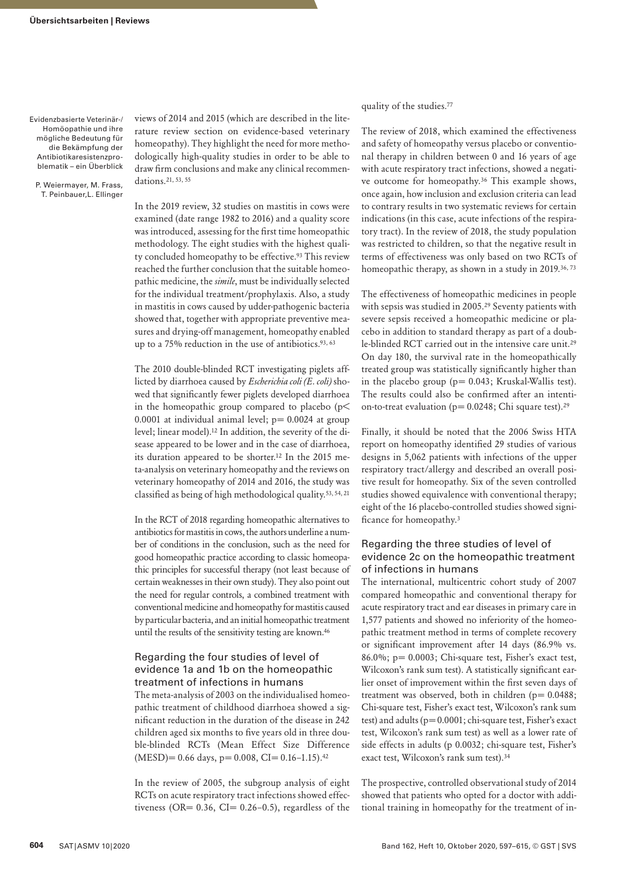views of 2014 and 2015 (which are described in the literature review section on evidence-based veterinary homeopathy). They highlight the need for more methodologically high-quality studies in order to be able to draw firm conclusions and make any clinical recommendations.[21, 53, 55]

In the 2019 review, 32 studies on mastitis in cows were examined (date range 1982 to 2016) and a quality score was introduced, assessing for the first time homeopathic methodology. The eight studies with the highest quality concluded homeopathy to be effective.[93] This review reached the further conclusion that the suitable homeopathic medicine, the *simile*, must be individually selected for the individual treatment/prophylaxis. Also, a study in mastitis in cows caused by udder-pathogenic bacteria showed that, together with appropriate preventive measures and drying-off management, homeopathy enabled up to a 75% reduction in the use of antibiotics.[93, 63]

The 2010 double-blinded RCT investigating piglets afflicted by diarrhoea caused by *Escherichia coli (E. coli)* showed that significantly fewer piglets developed diarrhoea in the homeopathic group compared to placebo ($p < 0.0001$ at individual animal level; $p = 0.0024$ at group level; linear model).[12] In addition, the severity of the disease appeared to be lower and in the case of diarrhoea, its duration appeared to be shorter.[12] In the 2015 meta-analysis on veterinary homeopathy and the reviews on veterinary homeopathy of 2014 and 2016, the study was classified as being of high methodological quality.[53, 54, 21]

In the RCT of 2018 regarding homeopathic alternatives to antibiotics for mastitis in cows, the authors underline a number of conditions in the conclusion, such as the need for good homeopathic practice according to classic homeopathic principles for successful therapy (not least because of certain weaknesses in their own study). They also point out the need for regular controls, a combined treatment with conventional medicine and homeopathy for mastitis caused by particular bacteria, and an initial homeopathic treatment until the results of the sensitivity testing are known.[46]

## Regarding the four studies of level of evidence 1a and 1b on the homeopathic treatment of infections in humans

The meta-analysis of 2003 on the individualised homeopathic treatment of childhood diarrhoea showed a significant reduction in the duration of the disease in 242 children aged six months to five years old in three double-blinded RCTs (Mean Effect Size Difference (MESD)= 0.66 days, $p = 0.008$, CI= 0.16–1.15).[42]

In the review of 2005, the subgroup analysis of eight RCTs on acute respiratory tract infections showed effectiveness (OR= 0.36, CI= 0.26–0.5), regardless of the quality of the studies.[77]

The review of 2018, which examined the effectiveness and safety of homeopathy versus placebo or conventional therapy in children between 0 and 16 years of age with acute respiratory tract infections, showed a negative outcome for homeopathy.[36] This example shows, once again, how inclusion and exclusion criteria can lead to contrary results in two systematic reviews for certain indications (in this case, acute infections of the respiratory tract). In the review of 2018, the study population was restricted to children, so that the negative result in terms of effectiveness was only based on two RCTs of homeopathic therapy, as shown in a study in 2019.[36, 73]

The effectiveness of homeopathic medicines in people with sepsis was studied in 2005.[29] Seventy patients with severe sepsis received a homeopathic medicine or placebo in addition to standard therapy as part of a double-blinded RCT carried out in the intensive care unit.[29] On day 180, the survival rate in the homeopathically treated group was statistically significantly higher than in the placebo group ($p = 0.043$; Kruskal-Wallis test). The results could also be confirmed after an intention-to-treat evaluation ($p = 0.0248$; Chi square test).[29]

Finally, it should be noted that the 2006 Swiss HTA report on homeopathy identified 29 studies of various designs in 5,062 patients with infections of the upper respiratory tract/allergy and described an overall positive result for homeopathy. Six of the seven controlled studies showed equivalence with conventional therapy; eight of the 16 placebo-controlled studies showed significance for homeopathy.[3]

## Regarding the three studies of level of evidence 2c on the homeopathic treatment of infections in humans

The international, multicentric cohort study of 2007 compared homeopathic and conventional therapy for acute respiratory tract and ear diseases in primary care in 1,577 patients and showed no inferiority of the homeopathic treatment method in terms of complete recovery or significant improvement after 14 days (86.9% vs. 86.0%; $p = 0.0003$; Chi-square test, Fisher's exact test, Wilcoxon's rank sum test). A statistically significant earlier onset of improvement within the first seven days of treatment was observed, both in children ($p = 0.0488$; Chi-square test, Fisher's exact test, Wilcoxon's rank sum test) and adults ($p = 0.0001$; chi-square test, Fisher's exact test, Wilcoxon's rank sum test) as well as a lower rate of side effects in adults (p 0.0032; chi-square test, Fisher's exact test, Wilcoxon's rank sum test).[34]

The prospective, controlled observational study of 2014 showed that patients who opted for a doctor with additional training in homeopathy for the treatment of in-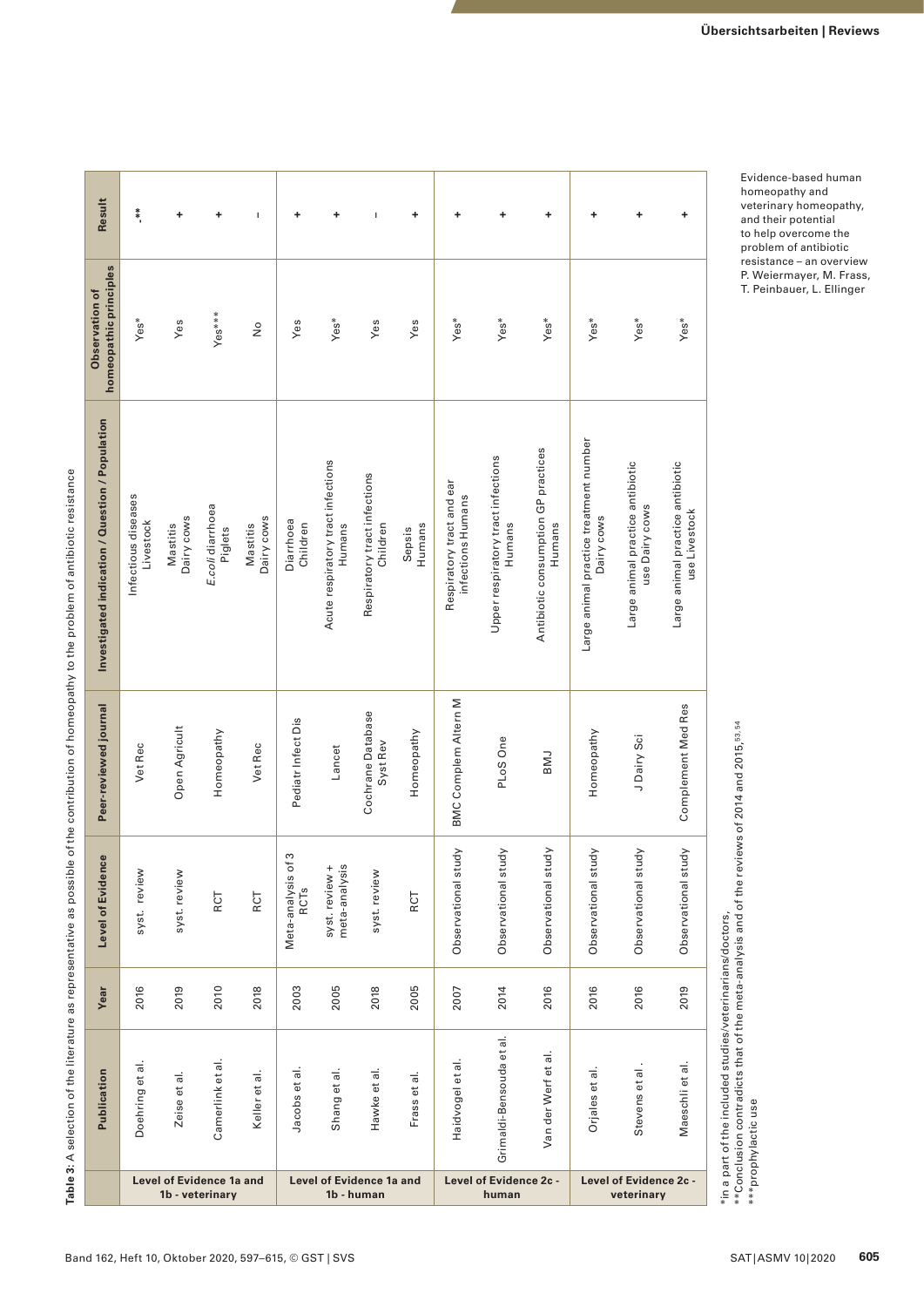**Table 3:** A selection of the literature as representative as possible of the contribution of homeopathy to the problem of antibiotic resistance

| | Publication | Year | Level of Evidence | Peer-reviewed journal | Investigated indication / Question / Population | Observation of homeopathic principles | Result |
|---|---|---|---|---|---|---|---|
| Level of Evidence 1a and 1b - veterinary | Doehring et al. | 2016 | syst. review | Vet Rec | Infectious diseases Livestock | Yes* | -** |
| | Zeise et al. | 2019 | syst. review | Open Agricult | Mastitis Dairy cows | Yes | + |
| | Camerlink et al. | 2010 | RCT | Homeopathy | *E.coli* diarrhoea Piglets | Yes*** | + |
| | Keller et al. | 2018 | RCT | Vet Rec | Mastitis Dairy cows | No | – |
| Level of Evidence 1a and 1b - human | Jacobs et al. | 2003 | Meta-analysis of 3 RCTs | Pediatr Infect Dis | Diarrhoea Children | Yes | + |
| | Shang et al. | 2005 | syst. review + meta-analysis | Lancet | Acute respiratory tract infections Humans | Yes* | + |
| | Hawke et al. | 2018 | syst. review | Cochrane Database Syst Rev | Respiratory tract infections Children | Yes | – |
| | Frass et al. | 2005 | RCT | Homeopathy | Sepsis Humans | Yes | + |
| Level of Evidence 2c - human | Haidvogel et al. | 2007 | Observational study | BMC Complem Altern M | Respiratory tract and ear infections Humans | Yes* | + |
| | Grimaldi-Bensouda et al. | 2014 | Observational study | PLoS One | Upper respiratory tract infections Humans | Yes* | + |
| | Van der Werf et al. | 2016 | Observational study | BMJ | Antibiotic consumption GP practices Humans | Yes* | + |
| Level of Evidence 2c - veterinary | Orjales et al. | 2016 | Observational study | Homeopathy | Large animal practice treatment number Dairy cows | Yes* | + |
| | Stevens et al . | 2016 | Observational study | J Dairy Sci | Large animal practice antibiotic use Dairy cows | Yes* | + |
| | Maeschli et al. | 2019 | Observational study | Complement Med Res | Large animal practice antibiotic use Livestock | Yes* | + |

*in a part of the included studies/veterinarians/doctors,
**Conclusion contradicts that of the meta-analysis and of the reviews of 2014 and 2015,[53,54]
***prophylactic use

Evidence-based human homeopathy and veterinary homeopathy, and their potential to help overcome the problem of antibiotic resistance – an overview
P. Weiermayer, M. Frass, T. Peinbauer, L. Ellinger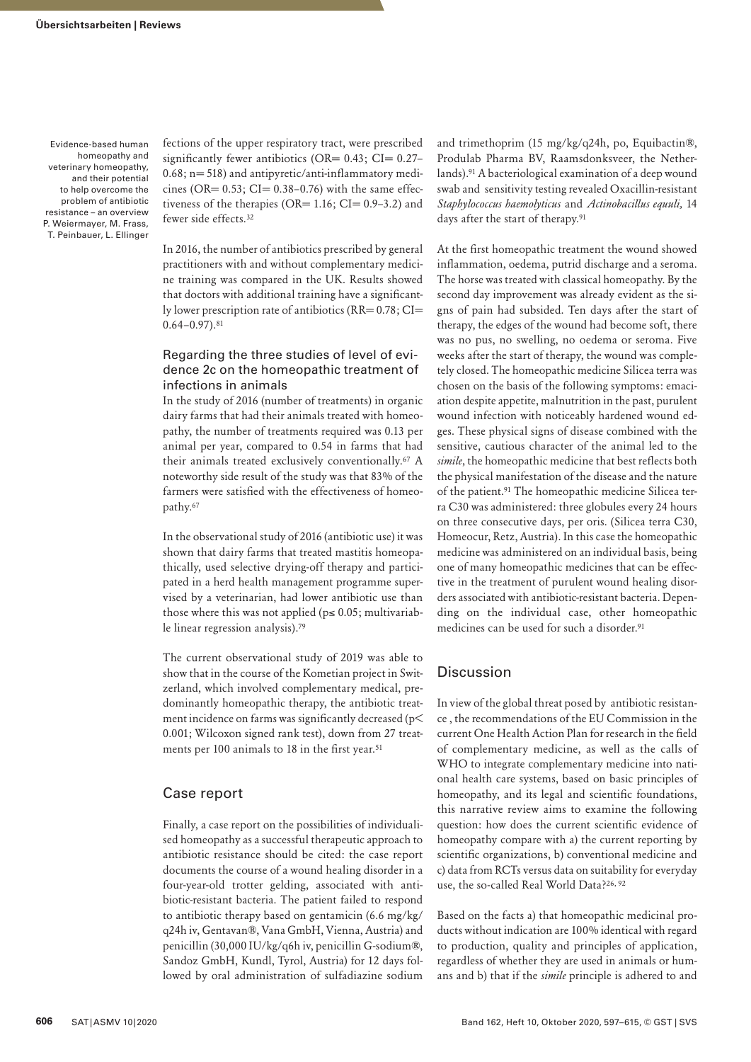fections of the upper respiratory tract, were prescribed significantly fewer antibiotics (OR= 0.43; CI= 0.27–0.68; n= 518) and antipyretic/anti-inflammatory medicines (OR= 0.53; CI= 0.38–0.76) with the same effectiveness of the therapies (OR= 1.16; CI= 0.9–3.2) and fewer side effects.[32]

In 2016, the number of antibiotics prescribed by general practitioners with and without complementary medicine training was compared in the UK. Results showed that doctors with additional training have a significantly lower prescription rate of antibiotics (RR= 0.78; CI= 0.64–0.97).[81]

### Regarding the three studies of level of evidence 2c on the homeopathic treatment of infections in animals

In the study of 2016 (number of treatments) in organic dairy farms that had their animals treated with homeopathy, the number of treatments required was 0.13 per animal per year, compared to 0.54 in farms that had their animals treated exclusively conventionally.[67] A noteworthy side result of the study was that 83% of the farmers were satisfied with the effectiveness of homeopathy.[67]

In the observational study of 2016 (antibiotic use) it was shown that dairy farms that treated mastitis homeopathically, used selective drying-off therapy and participated in a herd health management programme supervised by a veterinarian, had lower antibiotic use than those where this was not applied ($p \leq 0.05$; multivariable linear regression analysis).[79]

The current observational study of 2019 was able to show that in the course of the Kometian project in Switzerland, which involved complementary medical, predominantly homeopathic therapy, the antibiotic treatment incidence on farms was significantly decreased ($p < 0.001$; Wilcoxon signed rank test), down from 27 treatments per 100 animals to 18 in the first year.[51]

## Case report

Finally, a case report on the possibilities of individualised homeopathy as a successful therapeutic approach to antibiotic resistance should be cited: the case report documents the course of a wound healing disorder in a four-year-old trotter gelding, associated with antibiotic-resistant bacteria. The patient failed to respond to antibiotic therapy based on gentamicin (6.6 mg/kg/q24h iv, Gentavan®, Vana GmbH, Vienna, Austria) and penicillin (30,000 IU/kg/q6h iv, penicillin G-sodium®, Sandoz GmbH, Kundl, Tyrol, Austria) for 12 days followed by oral administration of sulfadiazine sodium and trimethoprim (15 mg/kg/q24h, po, Equibactin®, Produlab Pharma BV, Raamsdonksveer, the Netherlands).[91] A bacteriological examination of a deep wound swab and sensitivity testing revealed Oxacillin-resistant *Staphylococcus haemolyticus* and *Actinobacillus equuli*, 14 days after the start of therapy.[91]

At the first homeopathic treatment the wound showed inflammation, oedema, putrid discharge and a seroma. The horse was treated with classical homeopathy. By the second day improvement was already evident as the signs of pain had subsided. Ten days after the start of therapy, the edges of the wound had become soft, there was no pus, no swelling, no oedema or seroma. Five weeks after the start of therapy, the wound was completely closed. The homeopathic medicine Silicea terra was chosen on the basis of the following symptoms: emaciation despite appetite, malnutrition in the past, purulent wound infection with noticeably hardened wound edges. These physical signs of disease combined with the sensitive, cautious character of the animal led to the *simile*, the homeopathic medicine that best reflects both the physical manifestation of the disease and the nature of the patient.[91] The homeopathic medicine Silicea terra C30 was administered: three globules every 24 hours on three consecutive days, per oris. (Silicea terra C30, Homeocur, Retz, Austria). In this case the homeopathic medicine was administered on an individual basis, being one of many homeopathic medicines that can be effective in the treatment of purulent wound healing disorders associated with antibiotic-resistant bacteria. Depending on the individual case, other homeopathic medicines can be used for such a disorder.[91]

## Discussion

In view of the global threat posed by antibiotic resistance , the recommendations of the EU Commission in the current One Health Action Plan for research in the field of complementary medicine, as well as the calls of WHO to integrate complementary medicine into national health care systems, based on basic principles of homeopathy, and its legal and scientific foundations, this narrative review aims to examine the following question: how does the current scientific evidence of homeopathy compare with a) the current reporting by scientific organizations, b) conventional medicine and c) data from RCTs versus data on suitability for everyday use, the so-called Real World Data?[26, 92]

Based on the facts a) that homeopathic medicinal products without indication are 100% identical with regard to production, quality and principles of application, regardless of whether they are used in animals or humans and b) that if the *simile* principle is adhered to and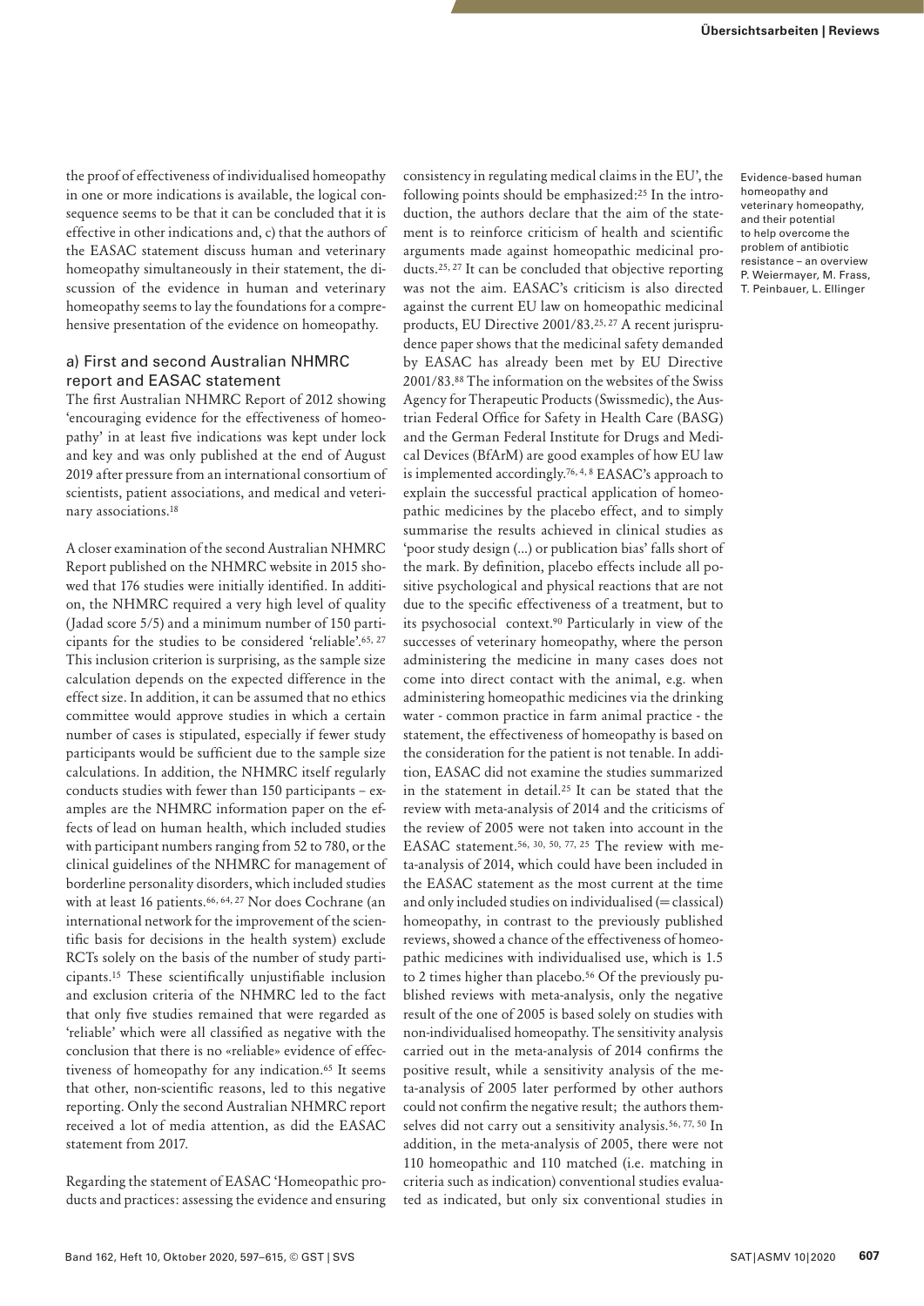the proof of effectiveness of individualised homeopathy in one or more indications is available, the logical consequence seems to be that it can be concluded that it is effective in other indications and, c) that the authors of the EASAC statement discuss human and veterinary homeopathy simultaneously in their statement, the discussion of the evidence in human and veterinary homeopathy seems to lay the foundations for a comprehensive presentation of the evidence on homeopathy.

### a) First and second Australian NHMRC report and EASAC statement

The first Australian NHMRC Report of 2012 showing 'encouraging evidence for the effectiveness of homeopathy' in at least five indications was kept under lock and key and was only published at the end of August 2019 after pressure from an international consortium of scientists, patient associations, and medical and veterinary associations.[18]

A closer examination of the second Australian NHMRC Report published on the NHMRC website in 2015 showed that 176 studies were initially identified. In addition, the NHMRC required a very high level of quality (Jadad score 5/5) and a minimum number of 150 participants for the studies to be considered 'reliable'.[65, 27] This inclusion criterion is surprising, as the sample size calculation depends on the expected difference in the effect size. In addition, it can be assumed that no ethics committee would approve studies in which a certain number of cases is stipulated, especially if fewer study participants would be sufficient due to the sample size calculations. In addition, the NHMRC itself regularly conducts studies with fewer than 150 participants – examples are the NHMRC information paper on the effects of lead on human health, which included studies with participant numbers ranging from 52 to 780, or the clinical guidelines of the NHMRC for management of borderline personality disorders, which included studies with at least 16 patients.[66, 64, 27] Nor does Cochrane (an international network for the improvement of the scientific basis for decisions in the health system) exclude RCTs solely on the basis of the number of study participants.[15] These scientifically unjustifiable inclusion and exclusion criteria of the NHMRC led to the fact that only five studies remained that were regarded as 'reliable' which were all classified as negative with the conclusion that there is no «reliable» evidence of effectiveness of homeopathy for any indication.[65] It seems that other, non-scientific reasons, led to this negative reporting. Only the second Australian NHMRC report received a lot of media attention, as did the EASAC statement from 2017.

Regarding the statement of EASAC 'Homeopathic products and practices: assessing the evidence and ensuring consistency in regulating medical claims in the EU', the following points should be emphasized:[25] In the introduction, the authors declare that the aim of the statement is to reinforce criticism of health and scientific arguments made against homeopathic medicinal products.[25, 27] It can be concluded that objective reporting was not the aim. EASAC's criticism is also directed against the current EU law on homeopathic medicinal products, EU Directive 2001/83.[25, 27] A recent jurisprudence paper shows that the medicinal safety demanded by EASAC has already been met by EU Directive 2001/83.[88] The information on the websites of the Swiss Agency for Therapeutic Products (Swissmedic), the Austrian Federal Office for Safety in Health Care (BASG) and the German Federal Institute for Drugs and Medical Devices (BfArM) are good examples of how EU law is implemented accordingly.[76, 4, 8] EASAC's approach to explain the successful practical application of homeopathic medicines by the placebo effect, and to simply summarise the results achieved in clinical studies as 'poor study design (...) or publication bias' falls short of the mark. By definition, placebo effects include all positive psychological and physical reactions that are not due to the specific effectiveness of a treatment, but to its psychosocial context.[90] Particularly in view of the successes of veterinary homeopathy, where the person administering the medicine in many cases does not come into direct contact with the animal, e.g. when administering homeopathic medicines via the drinking water - common practice in farm animal practice - the statement, the effectiveness of homeopathy is based on the consideration for the patient is not tenable. In addition, EASAC did not examine the studies summarized in the statement in detail.[25] It can be stated that the review with meta-analysis of 2014 and the criticisms of the review of 2005 were not taken into account in the EASAC statement.[56, 30, 50, 77, 25] The review with meta-analysis of 2014, which could have been included in the EASAC statement as the most current at the time and only included studies on individualised (= classical) homeopathy, in contrast to the previously published reviews, showed a chance of the effectiveness of homeopathic medicines with individualised use, which is 1.5 to 2 times higher than placebo.[56] Of the previously published reviews with meta-analysis, only the negative result of the one of 2005 is based solely on studies with non-individualised homeopathy. The sensitivity analysis carried out in the meta-analysis of 2014 confirms the positive result, while a sensitivity analysis of the meta-analysis of 2005 later performed by other authors could not confirm the negative result; the authors themselves did not carry out a sensitivity analysis.[56, 77, 50] In addition, in the meta-analysis of 2005, there were not 110 homeopathic and 110 matched (i.e. matching in criteria such as indication) conventional studies evaluated as indicated, but only six conventional studies in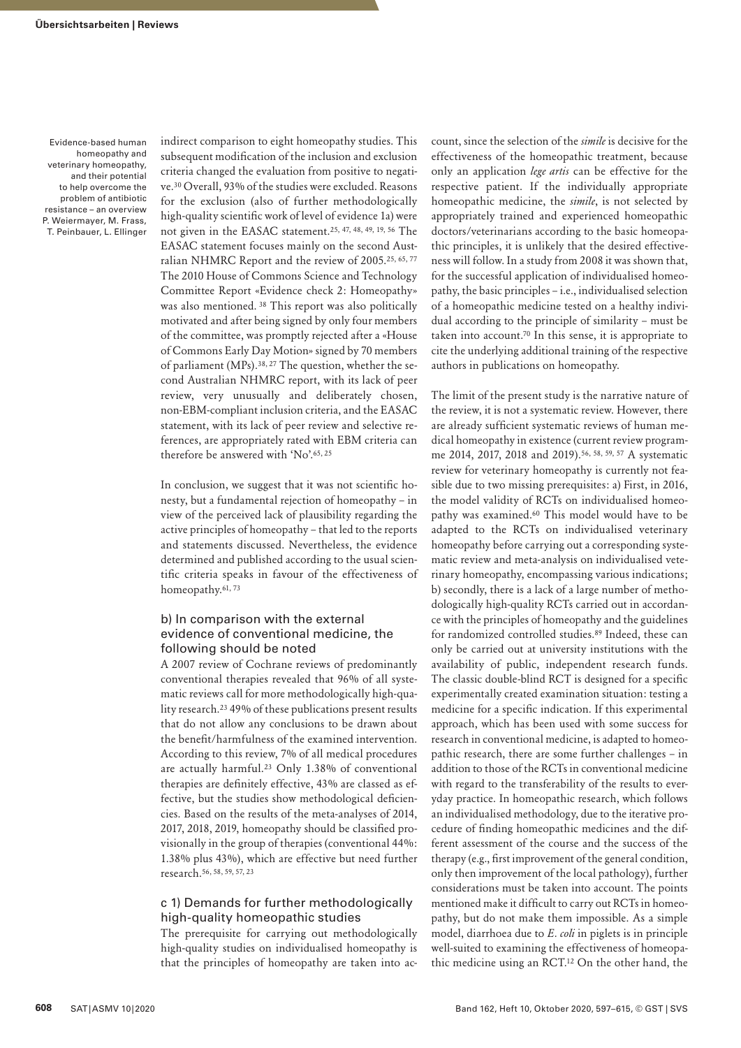indirect comparison to eight homeopathy studies. This subsequent modification of the inclusion and exclusion criteria changed the evaluation from positive to negative.[30] Overall, 93% of the studies were excluded. Reasons for the exclusion (also of further methodologically high-quality scientific work of level of evidence 1a) were not given in the EASAC statement.[25, 47, 48, 49, 19, 56] The EASAC statement focuses mainly on the second Australian NHMRC Report and the review of 2005.[25, 65, 77] The 2010 House of Commons Science and Technology Committee Report «Evidence check 2: Homeopathy» was also mentioned. [38] This report was also politically motivated and after being signed by only four members of the committee, was promptly rejected after a «House of Commons Early Day Motion» signed by 70 members of parliament (MPs).[38, 27] The question, whether the second Australian NHMRC report, with its lack of peer review, very unusually and deliberately chosen, non-EBM-compliant inclusion criteria, and the EASAC statement, with its lack of peer review and selective references, are appropriately rated with EBM criteria can therefore be answered with 'No'.[65, 25]

In conclusion, we suggest that it was not scientific honesty, but a fundamental rejection of homeopathy – in view of the perceived lack of plausibility regarding the active principles of homeopathy – that led to the reports and statements discussed. Nevertheless, the evidence determined and published according to the usual scientific criteria speaks in favour of the effectiveness of homeopathy.[61, 73]

### b) In comparison with the external evidence of conventional medicine, the following should be noted

A 2007 review of Cochrane reviews of predominantly conventional therapies revealed that 96% of all systematic reviews call for more methodologically high-quality research.[23] 49% of these publications present results that do not allow any conclusions to be drawn about the benefit/harmfulness of the examined intervention. According to this review, 7% of all medical procedures are actually harmful.[23] Only 1.38% of conventional therapies are definitely effective, 43% are classed as effective, but the studies show methodological deficiencies. Based on the results of the meta-analyses of 2014, 2017, 2018, 2019, homeopathy should be classified provisionally in the group of therapies (conventional 44%: 1.38% plus 43%), which are effective but need further research.[56, 58, 59, 57, 23]

### c 1) Demands for further methodologically high-quality homeopathic studies

The prerequisite for carrying out methodologically high-quality studies on individualised homeopathy is that the principles of homeopathy are taken into account, since the selection of the *simile* is decisive for the effectiveness of the homeopathic treatment, because only an application *lege artis* can be effective for the respective patient. If the individually appropriate homeopathic medicine, the *simile*, is not selected by appropriately trained and experienced homeopathic doctors/veterinarians according to the basic homeopathic principles, it is unlikely that the desired effectiveness will follow. In a study from 2008 it was shown that, for the successful application of individualised homeopathy, the basic principles – i.e., individualised selection of a homeopathic medicine tested on a healthy individual according to the principle of similarity – must be taken into account.[70] In this sense, it is appropriate to cite the underlying additional training of the respective authors in publications on homeopathy.

The limit of the present study is the narrative nature of the review, it is not a systematic review. However, there are already sufficient systematic reviews of human medical homeopathy in existence (current review programme 2014, 2017, 2018 and 2019).[56, 58, 59, 57] A systematic review for veterinary homeopathy is currently not feasible due to two missing prerequisites: a) First, in 2016, the model validity of RCTs on individualised homeopathy was examined.[60] This model would have to be adapted to the RCTs on individualised veterinary homeopathy before carrying out a corresponding systematic review and meta-analysis on individualised veterinary homeopathy, encompassing various indications; b) secondly, there is a lack of a large number of methodologically high-quality RCTs carried out in accordance with the principles of homeopathy and the guidelines for randomized controlled studies.[89] Indeed, these can only be carried out at university institutions with the availability of public, independent research funds. The classic double-blind RCT is designed for a specific experimentally created examination situation: testing a medicine for a specific indication. If this experimental approach, which has been used with some success for research in conventional medicine, is adapted to homeopathic research, there are some further challenges – in addition to those of the RCTs in conventional medicine with regard to the transferability of the results to everyday practice. In homeopathic research, which follows an individualised methodology, due to the iterative procedure of finding homeopathic medicines and the different assessment of the course and the success of the therapy (e.g., first improvement of the general condition, only then improvement of the local pathology), further considerations must be taken into account. The points mentioned make it difficult to carry out RCTs in homeopathy, but do not make them impossible. As a simple model, diarrhoea due to *E. coli* in piglets is in principle well-suited to examining the effectiveness of homeopathic medicine using an RCT.[12] On the other hand, the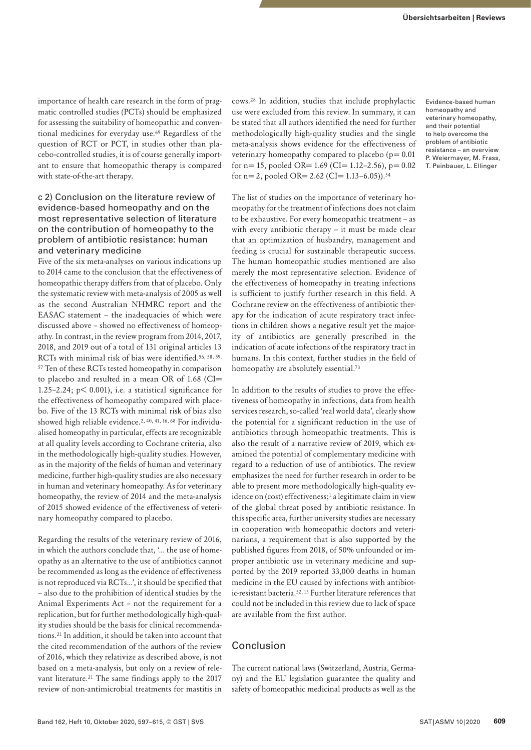importance of health care research in the form of pragmatic controlled studies (PCTs) should be emphasized for assessing the suitability of homeopathic and conventional medicines for everyday use.[69] Regardless of the question of RCT or PCT, in studies other than placebo-controlled studies, it is of course generally important to ensure that homeopathic therapy is compared with state-of-the-art therapy.

### c 2) Conclusion on the literature review of evidence-based homeopathy and on the most representative selection of literature on the contribution of homeopathy to the problem of antibiotic resistance: human and veterinary medicine

Five of the six meta-analyses on various indications up to 2014 came to the conclusion that the effectiveness of homeopathic therapy differs from that of placebo. Only the systematic review with meta-analysis of 2005 as well as the second Australian NHMRC report and the EASAC statement – the inadequacies of which were discussed above – showed no effectiveness of homeopathy. In contrast, in the review program from 2014, 2017, 2018, and 2019 out of a total of 131 original articles 13 RCTs with minimal risk of bias were identified.[56, 58, 59, 57] Ten of these RCTs tested homeopathy in comparison to placebo and resulted in a mean OR of 1.68 (CI= 1.25–2.24; $p < 0.001$), i.e. a statistical significance for the effectiveness of homeopathy compared with placebo. Five of the 13 RCTs with minimal risk of bias also showed high reliable evidence.[2, 40, 41, 16, 68] For individualised homeopathy in particular, effects are recognizable at all quality levels according to Cochrane criteria, also in the methodologically high-quality studies. However, as in the majority of the fields of human and veterinary medicine, further high-quality studies are also necessary in human and veterinary homeopathy. As for veterinary homeopathy, the review of 2014 and the meta-analysis of 2015 showed evidence of the effectiveness of veterinary homeopathy compared to placebo.

Regarding the results of the veterinary review of 2016, in which the authors conclude that, '... the use of homeopathy as an alternative to the use of antibiotics cannot be recommended as long as the evidence of effectiveness is not reproduced via RCTs...', it should be specified that – also due to the prohibition of identical studies by the Animal Experiments Act – not the requirement for a replication, but for further methodologically high-quality studies should be the basis for clinical recommendations.[21] In addition, it should be taken into account that the cited recommendation of the authors of the review of 2016, which they relativize as described above, is not based on a meta-analysis, but only on a review of relevant literature.[21] The same findings apply to the 2017 review of non-antimicrobial treatments for mastitis in cows.[28] In addition, studies that include prophylactic use were excluded from this review. In summary, it can be stated that all authors identified the need for further methodologically high-quality studies and the single meta-analysis shows evidence for the effectiveness of veterinary homeopathy compared to placebo ($p = 0.01$ for n= 15, pooled OR= 1.69 (CI= 1.12–2.56), $p = 0.02$ for n= 2, pooled OR= 2.62 (CI= 1.13–6.05)).[54]

The list of studies on the importance of veterinary homeopathy for the treatment of infections does not claim to be exhaustive. For every homeopathic treatment – as with every antibiotic therapy – it must be made clear that an optimization of husbandry, management and feeding is crucial for sustainable therapeutic success. The human homeopathic studies mentioned are also merely the most representative selection. Evidence of the effectiveness of homeopathy in treating infections is sufficient to justify further research in this field. A Cochrane review on the effectiveness of antibiotic therapy for the indication of acute respiratory tract infections in children shows a negative result yet the majority of antibiotics are generally prescribed in the indication of acute infections of the respiratory tract in humans. In this context, further studies in the field of homeopathy are absolutely essential.[73]

In addition to the results of studies to prove the effectiveness of homeopathy in infections, data from health services research, so-called 'real world data', clearly show the potential for a significant reduction in the use of antibiotics through homeopathic treatments. This is also the result of a narrative review of 2019, which examined the potential of complementary medicine with regard to a reduction of use of antibiotics. The review emphasizes the need for further research in order to be able to present more methodologically high-quality evidence on (cost) effectiveness;[1] a legitimate claim in view of the global threat posed by antibiotic resistance. In this specific area, further university studies are necessary in cooperation with homeopathic doctors and veterinarians, a requirement that is also supported by the published figures from 2018, of 50% unfounded or improper antibiotic use in veterinary medicine and supported by the 2019 reported 33,000 deaths in human medicine in the EU caused by infections with antibiotic-resistant bacteria.[52, 13] Further literature references that could not be included in this review due to lack of space are available from the first author.

## Conclusion

The current national laws (Switzerland, Austria, Germany) and the EU legislation guarantee the quality and safety of homeopathic medicinal products as well as the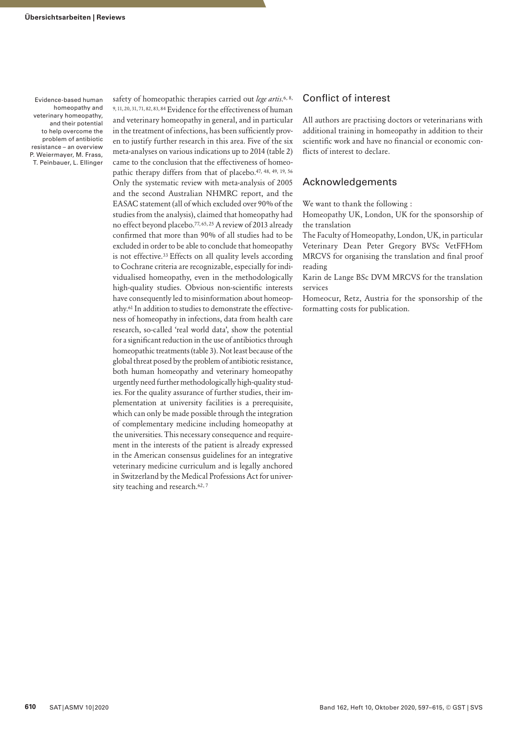safety of homeopathic therapies carried out *lege artis*.[6, 8, 9, 11, 20, 31, 71, 82, 83, 84] Evidence for the effectiveness of human and veterinary homeopathy in general, and in particular in the treatment of infections, has been sufficiently proven to justify further research in this area. Five of the six meta-analyses on various indications up to 2014 (table 2) came to the conclusion that the effectiveness of homeopathic therapy differs from that of placebo.[47, 48, 49, 19, 56] Only the systematic review with meta-analysis of 2005 and the second Australian NHMRC report, and the EASAC statement (all of which excluded over 90% of the studies from the analysis), claimed that homeopathy had no effect beyond placebo.[77, 65, 25] A review of 2013 already confirmed that more than 90% of all studies had to be excluded in order to be able to conclude that homeopathy is not effective.[33] Effects on all quality levels according to Cochrane criteria are recognizable, especially for individualised homeopathy, even in the methodologically high-quality studies. Obvious non-scientific interests have consequently led to misinformation about homeopathy.[61] In addition to studies to demonstrate the effectiveness of homeopathy in infections, data from health care research, so-called 'real world data', show the potential for a significant reduction in the use of antibiotics through homeopathic treatments (table 3). Not least because of the global threat posed by the problem of antibiotic resistance, both human homeopathy and veterinary homeopathy urgently need further methodologically high-quality studies. For the quality assurance of further studies, their implementation at university facilities is a prerequisite, which can only be made possible through the integration of complementary medicine including homeopathy at the universities. This necessary consequence and requirement in the interests of the patient is already expressed in the American consensus guidelines for an integrative veterinary medicine curriculum and is legally anchored in Switzerland by the Medical Professions Act for university teaching and research.[62, 7]

## Conflict of interest

All authors are practising doctors or veterinarians with additional training in homeopathy in addition to their scientific work and have no financial or economic conflicts of interest to declare.

## Acknowledgements

We want to thank the following :

Homeopathy UK, London, UK for the sponsorship of the translation

The Faculty of Homeopathy, London, UK, in particular Veterinary Dean Peter Gregory BVSc VetFFHom MRCVS for organising the translation and final proof reading

Karin de Lange BSc DVM MRCVS for the translation services

Homeocur, Retz, Austria for the sponsorship of the formatting costs for publication.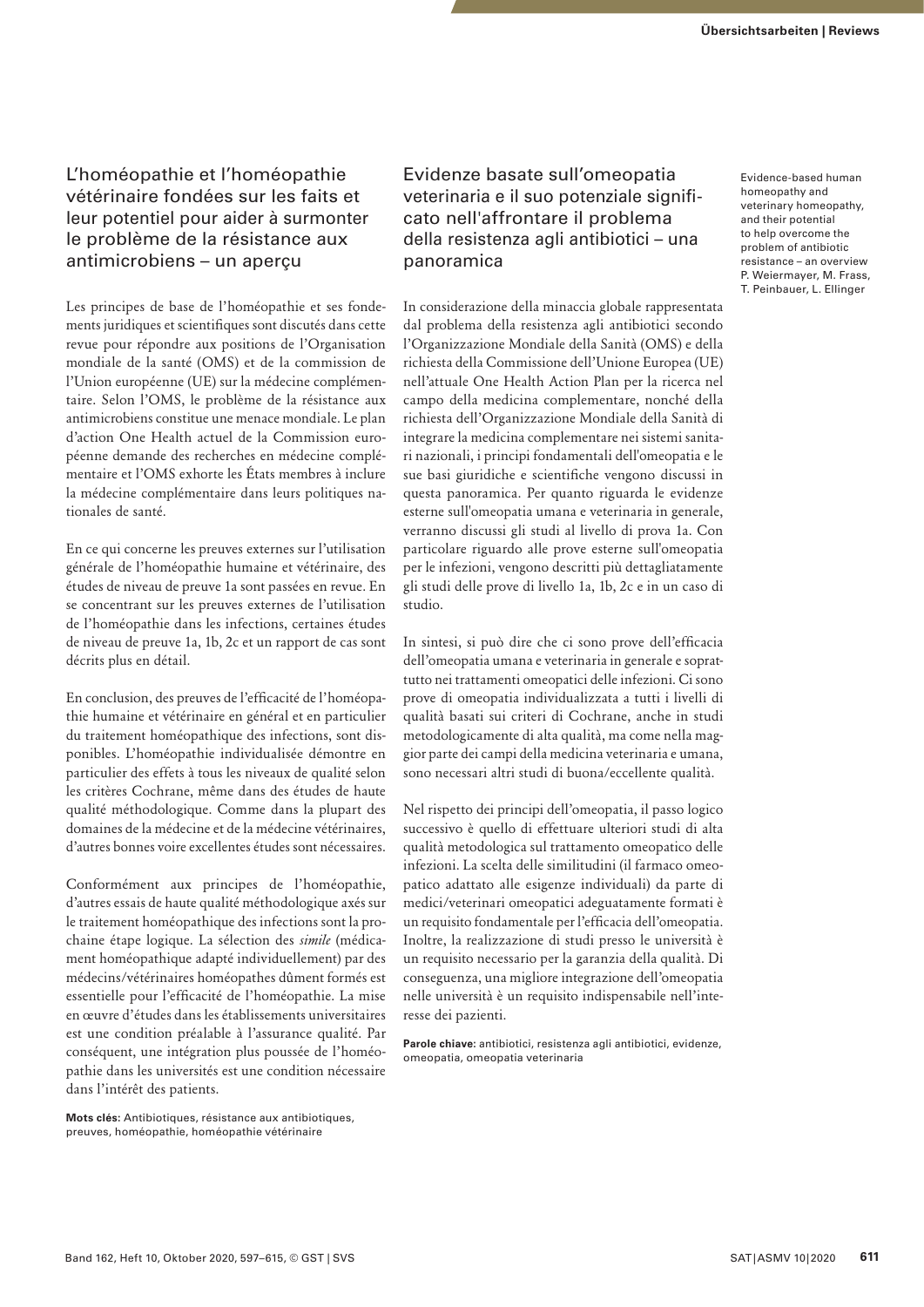## L'homéopathie et l'homéopathie vétérinaire fondées sur les faits et leur potentiel pour aider à surmonter le problème de la résistance aux antimicrobiens – un aperçu

Les principes de base de l'homéopathie et ses fondements juridiques et scientifiques sont discutés dans cette revue pour répondre aux positions de l'Organisation mondiale de la santé (OMS) et de la commission de l'Union européenne (UE) sur la médecine complémentaire. Selon l'OMS, le problème de la résistance aux antimicrobiens constitue une menace mondiale. Le plan d'action One Health actuel de la Commission européenne demande des recherches en médecine complémentaire et l'OMS exhorte les États membres à inclure la médecine complémentaire dans leurs politiques nationales de santé.

En ce qui concerne les preuves externes sur l'utilisation générale de l'homéopathie humaine et vétérinaire, des études de niveau de preuve 1a sont passées en revue. En se concentrant sur les preuves externes de l'utilisation de l'homéopathie dans les infections, certaines études de niveau de preuve 1a, 1b, 2c et un rapport de cas sont décrits plus en détail.

En conclusion, des preuves de l'efficacité de l'homéopathie humaine et vétérinaire en général et en particulier du traitement homéopathique des infections, sont disponibles. L'homéopathie individualisée démontre en particulier des effets à tous les niveaux de qualité selon les critères Cochrane, même dans des études de haute qualité méthodologique. Comme dans la plupart des domaines de la médecine et de la médecine vétérinaires, d'autres bonnes voire excellentes études sont nécessaires.

Conformément aux principes de l'homéopathie, d'autres essais de haute qualité méthodologique axés sur le traitement homéopathique des infections sont la prochaine étape logique. La sélection des *simile* (médicament homéopathique adapté individuellement) par des médecins/vétérinaires homéopathes dûment formés est essentielle pour l'efficacité de l'homéopathie. La mise en œuvre d'études dans les établissements universitaires est une condition préalable à l'assurance qualité. Par conséquent, une intégration plus poussée de l'homéopathie dans les universités est une condition nécessaire dans l'intérêt des patients.

**Mots clés:** Antibiotiques, résistance aux antibiotiques, preuves, homéopathie, homéopathie vétérinaire

## Evidenze basate sull'omeopatia veterinaria e il suo potenziale significato nell'affrontare il problema della resistenza agli antibiotici – una panoramica

In considerazione della minaccia globale rappresentata dal problema della resistenza agli antibiotici secondo l'Organizzazione Mondiale della Sanità (OMS) e della richiesta della Commissione dell'Unione Europea (UE) nell'attuale One Health Action Plan per la ricerca nel campo della medicina complementare, nonché della richiesta dell'Organizzazione Mondiale della Sanità di integrare la medicina complementare nei sistemi sanitari nazionali, i principi fondamentali dell'omeopatia e le sue basi giuridiche e scientifiche vengono discussi in questa panoramica. Per quanto riguarda le evidenze esterne sull'omeopatia umana e veterinaria in generale, verranno discussi gli studi al livello di prova 1a. Con particolare riguardo alle prove esterne sull'omeopatia per le infezioni, vengono descritti più dettagliatamente gli studi delle prove di livello 1a, 1b, 2c e in un caso di studio.

In sintesi, si può dire che ci sono prove dell'efficacia dell'omeopatia umana e veterinaria in generale e soprattutto nei trattamenti omeopatici delle infezioni. Ci sono prove di omeopatia individualizzata a tutti i livelli di qualità basati sui criteri di Cochrane, anche in studi metodologicamente di alta qualità, ma come nella maggior parte dei campi della medicina veterinaria e umana, sono necessari altri studi di buona/eccellente qualità.

Nel rispetto dei principi dell'omeopatia, il passo logico successivo è quello di effettuare ulteriori studi di alta qualità metodologica sul trattamento omeopatico delle infezioni. La scelta delle similitudini (il farmaco omeopatico adattato alle esigenze individuali) da parte di medici/veterinari omeopatici adeguatamente formati è un requisito fondamentale per l'efficacia dell'omeopatia. Inoltre, la realizzazione di studi presso le università è un requisito necessario per la garanzia della qualità. Di conseguenza, una migliore integrazione dell'omeopatia nelle università è un requisito indispensabile nell'interesse dei pazienti.

**Parole chiave:** antibiotici, resistenza agli antibiotici, evidenze, omeopatia, omeopatia veterinaria

Evidence-based human homeopathy and veterinary homeopathy, and their potential to help overcome the problem of antibiotic resistance – an overview
P. Weiermayer, M. Frass, T. Peinbauer, L. Ellinger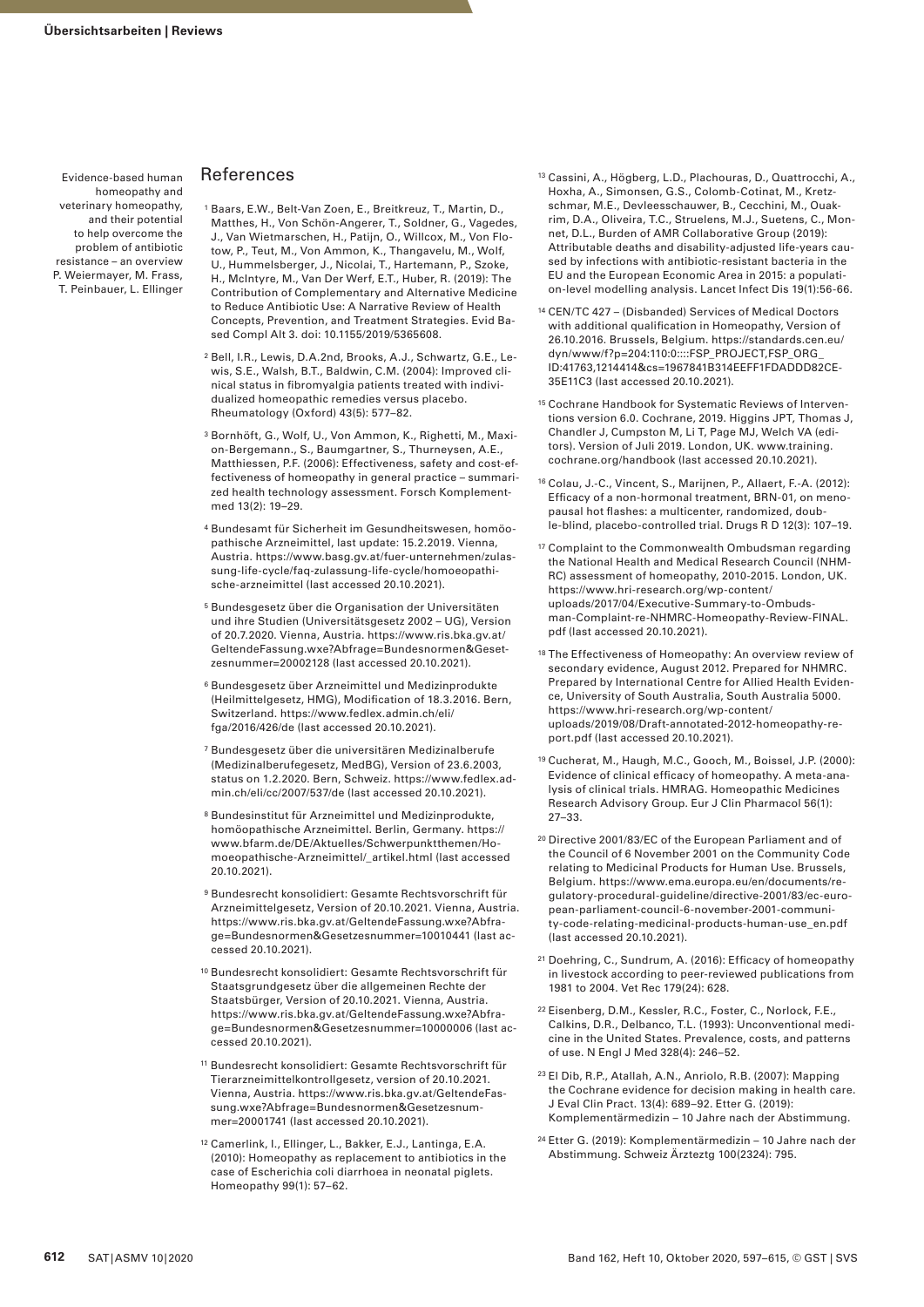## References

[1] Baars, E.W., Belt-Van Zoen, E., Breitkreuz, T., Martin, D., Matthes, H., Von Schön-Angerer, T., Soldner, G., Vagedes, J., Van Wietmarschen, H., Patijn, O., Willcox, M., Von Flotow, P., Teut, M., Von Ammon, K., Thangavelu, M., Wolf, U., Hummelsberger, J., Nicolai, T., Hartemann, P., Szoke, H., McIntyre, M., Van Der Werf, E.T., Huber, R. (2019): The Contribution of Complementary and Alternative Medicine to Reduce Antibiotic Use: A Narrative Review of Health Concepts, Prevention, and Treatment Strategies. Evid Based Compl Alt 3. doi: 10.1155/2019/5365608.

[2] Bell, I.R., Lewis, D.A.2nd, Brooks, A.J., Schwartz, G.E., Lewis, S.E., Walsh, B.T., Baldwin, C.M. (2004): Improved clinical status in fibromyalgia patients treated with individualized homeopathic remedies versus placebo. Rheumatology (Oxford) 43(5): 577–82.

[3] Bornhöft, G., Wolf, U., Von Ammon, K., Righetti, M., Maxion-Bergemann., S., Baumgartner, S., Thurneysen, A.E., Matthiessen, P.F. (2006): Effectiveness, safety and cost-effectiveness of homeopathy in general practice – summarized health technology assessment. Forsch Komplementmed 13(2): 19–29.

[4] Bundesamt für Sicherheit im Gesundheitswesen, homöopathische Arzneimittel, last update: 15.2.2019. Vienna, Austria. https://www.basg.gv.at/fuer-unternehmen/zulassung-life-cycle/faq-zulassung-life-cycle/homoeopathische-arzneimittel (last accessed 20.10.2021).

[5] Bundesgesetz über die Organisation der Universitäten und ihre Studien (Universitätsgesetz 2002 – UG), Version of 20.7.2020. Vienna, Austria. https://www.ris.bka.gv.at/GeltendeFassung.wxe?Abfrage=Bundesnormen&Gesetzesnummer=20002128 (last accessed 20.10.2021).

[6] Bundesgesetz über Arzneimittel und Medizinprodukte (Heilmittelgesetz, HMG), Modification of 18.3.2016. Bern, Switzerland. https://www.fedlex.admin.ch/eli/fga/2016/426/de (last accessed 20.10.2021).

[7] Bundesgesetz über die universitären Medizinalberufe (Medizinalberufegesetz, MedBG), Version of 23.6.2003, status on 1.2.2020. Bern, Schweiz. https://www.fedlex.admin.ch/eli/cc/2007/537/de (last accessed 20.10.2021).

[8] Bundesinstitut für Arzneimittel und Medizinprodukte, homöopathische Arzneimittel. Berlin, Germany. https://www.bfarm.de/DE/Aktuelles/Schwerpunktthemen/Homoeopathische-Arzneimittel/_artikel.html (last accessed 20.10.2021).

[9] Bundesrecht konsolidiert: Gesamte Rechtsvorschrift für Arzneimittelgesetz, Version of 20.10.2021. Vienna, Austria. https://www.ris.bka.gv.at/GeltendeFassung.wxe?Abfrage=Bundesnormen&Gesetzesnummer=10010441 (last accessed 20.10.2021).

[10] Bundesrecht konsolidiert: Gesamte Rechtsvorschrift für Staatsgrundgesetz über die allgemeinen Rechte der Staatsbürger, Version of 20.10.2021. Vienna, Austria. https://www.ris.bka.gv.at/GeltendeFassung.wxe?Abfrage=Bundesnormen&Gesetzesnummer=10000006 (last accessed 20.10.2021).

[11] Bundesrecht konsolidiert: Gesamte Rechtsvorschrift für Tierarzneimittelkontrollgesetz, version of 20.10.2021. Vienna, Austria. https://www.ris.bka.gv.at/GeltendeFassung.wxe?Abfrage=Bundesnormen&Gesetzesnummer=20001741 (last accessed 20.10.2021).

[12] Camerlink, I., Ellinger, L., Bakker, E.J., Lantinga, E.A. (2010): Homeopathy as replacement to antibiotics in the case of Escherichia coli diarrhoea in neonatal piglets. Homeopathy 99(1): 57–62.

[13] Cassini, A., Högberg, L.D., Plachouras, D., Quattrocchi, A., Hoxha, A., Simonsen, G.S., Colomb-Cotinat, M., Kretzschmar, M.E., Devleesschauwer, B., Cecchini, M., Ouakrim, D.A., Oliveira, T.C., Struelens, M.J., Suetens, C., Monnet, D.L., Burden of AMR Collaborative Group (2019): Attributable deaths and disability-adjusted life-years caused by infections with antibiotic-resistant bacteria in the EU and the European Economic Area in 2015: a population-level modelling analysis. Lancet Infect Dis 19(1):56-66.

[14] CEN/TC 427 – (Disbanded) Services of Medical Doctors with additional qualification in Homeopathy, Version of 26.10.2016. Brussels, Belgium. https://standards.cen.eu/dyn/www/f?p=204:110:0::::FSP_PROJECT,FSP_ORG_ID:41763,1214414&cs=1967841B314EEFF1FDADDD82CE35E11C3 (last accessed 20.10.2021).

[15] Cochrane Handbook for Systematic Reviews of Interventions version 6.0. Cochrane, 2019. Higgins JPT, Thomas J, Chandler J, Cumpston M, Li T, Page MJ, Welch VA (editors). Version of Juli 2019. London, UK. www.training.cochrane.org/handbook (last accessed 20.10.2021).

[16] Colau, J.-C., Vincent, S., Marijnen, P., Allaert, F.-A. (2012): Efficacy of a non-hormonal treatment, BRN-01, on menopausal hot flashes: a multicenter, randomized, double-blind, placebo-controlled trial. Drugs R D 12(3): 107–19.

[17] Complaint to the Commonwealth Ombudsman regarding the National Health and Medical Research Council (NHMRC) assessment of homeopathy, 2010-2015. London, UK. https://www.hri-research.org/wp-content/uploads/2017/04/Executive-Summary-to-Ombudsman-Complaint-re-NHMRC-Homeopathy-Review-FINAL.pdf (last accessed 20.10.2021).

[18] The Effectiveness of Homeopathy: An overview review of secondary evidence, August 2012. Prepared for NHMRC. Prepared by International Centre for Allied Health Evidence, University of South Australia, South Australia 5000. https://www.hri-research.org/wp-content/uploads/2019/08/Draft-annotated-2012-homeopathy-report.pdf (last accessed 20.10.2021).

[19] Cucherat, M., Haugh, M.C., Gooch, M., Boissel, J.P. (2000): Evidence of clinical efficacy of homeopathy. A meta-analysis of clinical trials. HMRAG. Homeopathic Medicines Research Advisory Group. Eur J Clin Pharmacol 56(1): 27–33.

[20] Directive 2001/83/EC of the European Parliament and of the Council of 6 November 2001 on the Community Code relating to Medicinal Products for Human Use. Brussels, Belgium. https://www.ema.europa.eu/en/documents/regulatory-procedural-guideline/directive-2001/83/ec-european-parliament-council-6-november-2001-community-code-relating-medicinal-products-human-use_en.pdf (last accessed 20.10.2021).

[21] Doehring, C., Sundrum, A. (2016): Efficacy of homeopathy in livestock according to peer-reviewed publications from 1981 to 2004. Vet Rec 179(24): 628.

[22] Eisenberg, D.M., Kessler, R.C., Foster, C., Norlock, F.E., Calkins, D.R., Delbanco, T.L. (1993): Unconventional medicine in the United States. Prevalence, costs, and patterns of use. N Engl J Med 328(4): 246–52.

[23] El Dib, R.P., Atallah, A.N., Anriolo, R.B. (2007): Mapping the Cochrane evidence for decision making in health care. J Eval Clin Pract. 13(4): 689–92. Etter G. (2019): Komplementärmedizin – 10 Jahre nach der Abstimmung.

[24] Etter G. (2019): Komplementärmedizin – 10 Jahre nach der Abstimmung. Schweiz Ärzteztg 100(2324): 795.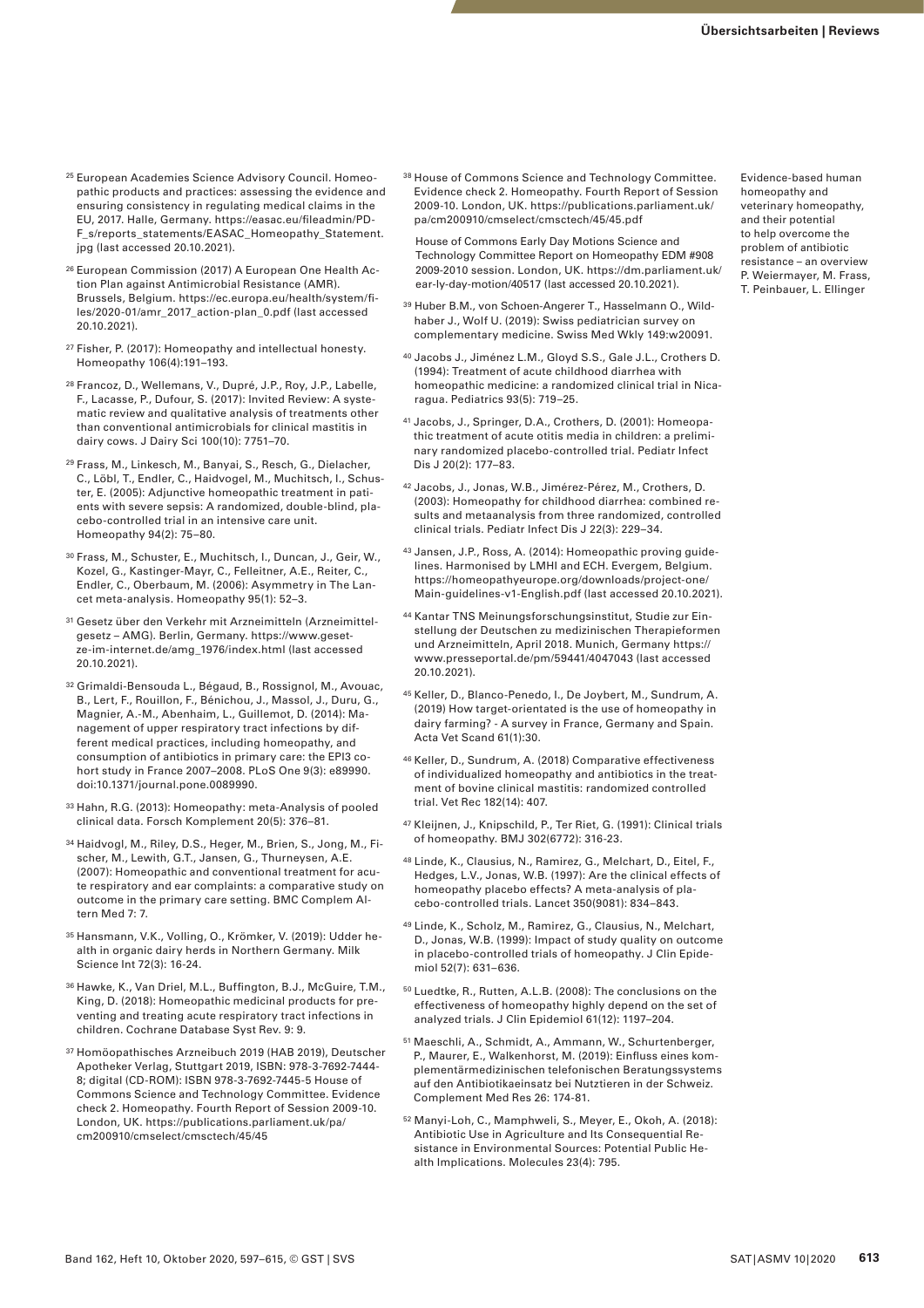25 European Academies Science Advisory Council. Homeopathic products and practices: assessing the evidence and ensuring consistency in regulating medical claims in the EU, 2017. Halle, Germany. https://easac.eu/fileadmin/PDF_s/reports_statements/EASAC_Homeopathy_Statement.jpg (last accessed 20.10.2021).

26 European Commission (2017) A European One Health Action Plan against Antimicrobial Resistance (AMR). Brussels, Belgium. https://ec.europa.eu/health/system/files/2020-01/amr_2017_action-plan_0.pdf (last accessed 20.10.2021).

27 Fisher, P. (2017): Homeopathy and intellectual honesty. Homeopathy 106(4):191–193.

28 Francoz, D., Wellemans, V., Dupré, J.P., Roy, J.P., Labelle, F., Lacasse, P., Dufour, S. (2017): Invited Review: A systematic review and qualitative analysis of treatments other than conventional antimicrobials for clinical mastitis in dairy cows. J Dairy Sci 100(10): 7751–70.

29 Frass, M., Linkesch, M., Banyai, S., Resch, G., Dielacher, C., Löbl, T., Endler, C., Haidvogel, M., Muchitsch, I., Schuster, E. (2005): Adjunctive homeopathic treatment in patients with severe sepsis: A randomized, double-blind, placebo-controlled trial in an intensive care unit. Homeopathy 94(2): 75–80.

30 Frass, M., Schuster, E., Muchitsch, I., Duncan, J., Geir, W., Kozel, G., Kastinger-Mayr, C., Felleitner, A.E., Reiter, C., Endler, C., Oberbaum, M. (2006): Asymmetry in The Lancet meta-analysis. Homeopathy 95(1): 52–3.

31 Gesetz über den Verkehr mit Arzneimitteln (Arzneimittelgesetz – AMG). Berlin, Germany. https://www.gesetze-im-internet.de/amg_1976/index.html (last accessed 20.10.2021).

32 Grimaldi-Bensouda L., Bégaud, B., Rossignol, M., Avouac, B., Lert, F., Rouillon, F., Bénichou, J., Massol, J., Duru, G., Magnier, A.-M., Abenhaim, L., Guillemot, D. (2014): Management of upper respiratory tract infections by different medical practices, including homeopathy, and consumption of antibiotics in primary care: the EPI3 cohort study in France 2007–2008. PLoS One 9(3): e89990. doi:10.1371/journal.pone.0089990.

33 Hahn, R.G. (2013): Homeopathy: meta-Analysis of pooled clinical data. Forsch Komplement 20(5): 376–81.

34 Haidvogl, M., Riley, D.S., Heger, M., Brien, S., Jong, M., Fischer, M., Lewith, G.T., Jansen, G., Thurneysen, A.E. (2007): Homeopathic and conventional treatment for acute respiratory and ear complaints: a comparative study on outcome in the primary care setting. BMC Complem Altern Med 7: 7.

35 Hansmann, V.K., Volling, O., Krömker, V. (2019): Udder health in organic dairy herds in Northern Germany. Milk Science Int 72(3): 16-24.

36 Hawke, K., Van Driel, M.L., Buffington, B.J., McGuire, T.M., King, D. (2018): Homeopathic medicinal products for preventing and treating acute respiratory tract infections in children. Cochrane Database Syst Rev. 9: 9.

37 Homöopathisches Arzneibuch 2019 (HAB 2019), Deutscher Apotheker Verlag, Stuttgart 2019, ISBN: 978-3-7692-7444-8; digital (CD-ROM): ISBN 978-3-7692-7445-5 House of Commons Science and Technology Committee. Evidence check 2. Homeopathy. Fourth Report of Session 2009-10. London, UK. https://publications.parliament.uk/pa/cm200910/cmselect/cmsctech/45/45

38 House of Commons Science and Technology Committee. Evidence check 2. Homeopathy. Fourth Report of Session 2009-10. London, UK. https://publications.parliament.uk/pa/cm200910/cmselect/cmsctech/45/45.pdf

House of Commons Early Day Motions Science and Technology Committee Report on Homeopathy EDM #908 2009-2010 session. London, UK. https://dm.parliament.uk/ear-ly-day-motion/40517 (last accessed 20.10.2021).

39 Huber B.M., von Schoen-Angerer T., Hasselmann O., Wildhaber J., Wolf U. (2019): Swiss pediatrician survey on complementary medicine. Swiss Med Wkly 149:w20091.

40 Jacobs J., Jiménez L.M., Gloyd S.S., Gale J.L., Crothers D. (1994): Treatment of acute childhood diarrhea with homeopathic medicine: a randomized clinical trial in Nicaragua. Pediatrics 93(5): 719–25.

41 Jacobs, J., Springer, D.A., Crothers, D. (2001): Homeopathic treatment of acute otitis media in children: a preliminary randomized placebo-controlled trial. Pediatr Infect Dis J 20(2): 177–83.

42 Jacobs, J., Jonas, W.B., Jimérez-Pérez, M., Crothers, D. (2003): Homeopathy for childhood diarrhea: combined results and metaanalysis from three randomized, controlled clinical trials. Pediatr Infect Dis J 22(3): 229–34.

43 Jansen, J.P., Ross, A. (2014): Homeopathic proving guidelines. Harmonised by LMHI and ECH. Evergem, Belgium. https://homeopathyeurope.org/downloads/project-one/Main-guidelines-v1-English.pdf (last accessed 20.10.2021).

44 Kantar TNS Meinungsforschungsinstitut, Studie zur Einstellung der Deutschen zu medizinischen Therapieformen und Arzneimitteln, April 2018. Munich, Germany https://www.presseportal.de/pm/59441/4047043 (last accessed 20.10.2021).

45 Keller, D., Blanco-Penedo, I., De Joybert, M., Sundrum, A. (2019) How target-orientated is the use of homeopathy in dairy farming? - A survey in France, Germany and Spain. Acta Vet Scand 61(1):30.

46 Keller, D., Sundrum, A. (2018) Comparative effectiveness of individualized homeopathy and antibiotics in the treatment of bovine clinical mastitis: randomized controlled trial. Vet Rec 182(14): 407.

47 Kleijnen, J., Knipschild, P., Ter Riet, G. (1991): Clinical trials of homeopathy. BMJ 302(6772): 316-23.

48 Linde, K., Clausius, N., Ramirez, G., Melchart, D., Eitel, F., Hedges, L.V., Jonas, W.B. (1997): Are the clinical effects of homeopathy placebo effects? A meta-analysis of placebo-controlled trials. Lancet 350(9081): 834–843.

49 Linde, K., Scholz, M., Ramirez, G., Clausius, N., Melchart, D., Jonas, W.B. (1999): Impact of study quality on outcome in placebo-controlled trials of homeopathy. J Clin Epidemiol 52(7): 631–636.

50 Luedtke, R., Rutten, A.L.B. (2008): The conclusions on the effectiveness of homeopathy highly depend on the set of analyzed trials. J Clin Epidemiol 61(12): 1197–204.

51 Maeschli, A., Schmidt, A., Ammann, W., Schurtenberger, P., Maurer, E., Walkenhorst, M. (2019): Einfluss eines komplementärmedizinischen telefonischen Beratungssystems auf den Antibiotikaeinsatz bei Nutztieren in der Schweiz. Complement Med Res 26: 174-81.

52 Manyi-Loh, C., Mamphweli, S., Meyer, E., Okoh, A. (2018): Antibiotic Use in Agriculture and Its Consequential Resistance in Environmental Sources: Potential Public Health Implications. Molecules 23(4): 795.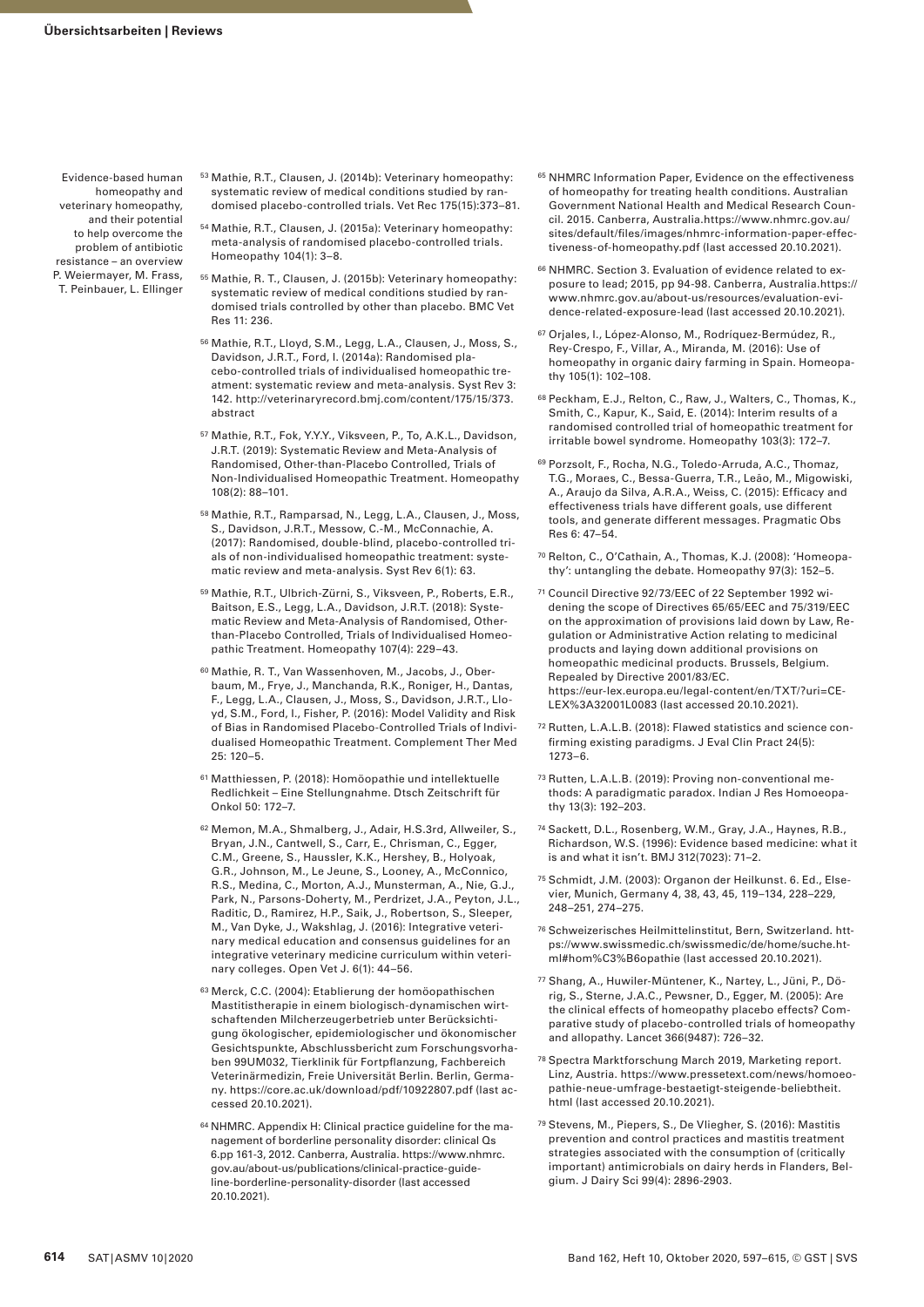[53] Mathie, R.T., Clausen, J. (2014b): Veterinary homeopathy: systematic review of medical conditions studied by randomised placebo-controlled trials. Vet Rec 175(15):373–81.

[54] Mathie, R.T., Clausen, J. (2015a): Veterinary homeopathy: meta-analysis of randomised placebo-controlled trials. Homeopathy 104(1): 3–8.

[55] Mathie, R. T., Clausen, J. (2015b): Veterinary homeopathy: systematic review of medical conditions studied by randomised trials controlled by other than placebo. BMC Vet Res 11: 236.

[56] Mathie, R.T., Lloyd, S.M., Legg, L.A., Clausen, J., Moss, S., Davidson, J.R.T., Ford, I. (2014a): Randomised placebo-controlled trials of individualised homeopathic treatment: systematic review and meta-analysis. Syst Rev 3: 142. http://veterinaryrecord.bmj.com/content/175/15/373.abstract

[57] Mathie, R.T., Fok, Y.Y.Y., Viksveen, P., To, A.K.L., Davidson, J.R.T. (2019): Systematic Review and Meta-Analysis of Randomised, Other-than-Placebo Controlled, Trials of Non-Individualised Homeopathic Treatment. Homeopathy 108(2): 88–101.

[58] Mathie, R.T., Ramparsad, N., Legg, L.A., Clausen, J., Moss, S., Davidson, J.R.T., Messow, C.-M., McConnachie, A. (2017): Randomised, double-blind, placebo-controlled trials of non-individualised homeopathic treatment: systematic review and meta-analysis. Syst Rev 6(1): 63.

[59] Mathie, R.T., Ulbrich-Zürni, S., Viksveen, P., Roberts, E.R., Baitson, E.S., Legg, L.A., Davidson, J.R.T. (2018): Systematic Review and Meta-Analysis of Randomised, Other-than-Placebo Controlled, Trials of Individualised Homeopathic Treatment. Homeopathy 107(4): 229–43.

[60] Mathie, R. T., Van Wassenhoven, M., Jacobs, J., Oberbaum, M., Frye, J., Manchanda, R.K., Roniger, H., Dantas, F., Legg, L.A., Clausen, J., Moss, S., Davidson, J.R.T., Lloyd, S.M., Ford, I., Fisher, P. (2016): Model Validity and Risk of Bias in Randomised Placebo-Controlled Trials of Individualised Homeopathic Treatment. Complement Ther Med 25: 120–5.

[61] Matthiessen, P. (2018): Homöopathie und intellektuelle Redlichkeit – Eine Stellungnahme. Dtsch Zeitschrift für Onkol 50: 172–7.

[62] Memon, M.A., Shmalberg, J., Adair, H.S.3rd, Allweiler, S., Bryan, J.N., Cantwell, S., Carr, E., Chrisman, C., Egger, C.M., Greene, S., Haussler, K.K., Hershey, B., Holyoak, G.R., Johnson, M., Le Jeune, S., Looney, A., McConnico, R.S., Medina, C., Morton, A.J., Munsterman, A., Nie, G.J., Park, N., Parsons-Doherty, M., Perdrizet, J.A., Peyton, J.L., Raditic, D., Ramirez, H.P., Saik, J., Robertson, S., Sleeper, M., Van Dyke, J., Wakshlag, J. (2016): Integrative veterinary medical education and consensus guidelines for an integrative veterinary medicine curriculum within veterinary colleges. Open Vet J. 6(1): 44–56.

[63] Merck, C.C. (2004): Etablierung der homöopathischen Mastitistherapie in einem biologisch-dynamischen wirtschaftenden Milcherzeugerbetrieb unter Berücksichtigung ökologischer, epidemiologischer und ökonomischer Gesichtspunkte, Abschlussbericht zum Forschungsvorhaben 99UM032, Tierklinik für Fortpflanzung, Fachbereich Veterinärmedizin, Freie Universität Berlin. Berlin, Germany. https://core.ac.uk/download/pdf/10922807.pdf (last accessed 20.10.2021).

[64] NHMRC. Appendix H: Clinical practice guideline for the management of borderline personality disorder: clinical Qs 6.pp 161-3, 2012. Canberra, Australia. https://www.nhmrc.gov.au/about-us/publications/clinical-practice-guideline-borderline-personality-disorder (last accessed 20.10.2021).

[65] NHMRC Information Paper, Evidence on the effectiveness of homeopathy for treating health conditions. Australian Government National Health and Medical Research Council. 2015. Canberra, Australia.https://www.nhmrc.gov.au/sites/default/files/images/nhmrc-information-paper-effectiveness-of-homeopathy.pdf (last accessed 20.10.2021).

[66] NHMRC. Section 3. Evaluation of evidence related to exposure to lead; 2015, pp 94-98. Canberra, Australia.https://www.nhmrc.gov.au/about-us/resources/evaluation-evidence-related-exposure-lead (last accessed 20.10.2021).

[67] Orjales, I., López-Alonso, M., Rodríquez-Bermúdez, R., Rey-Crespo, F., Villar, A., Miranda, M. (2016): Use of homeopathy in organic dairy farming in Spain. Homeopathy 105(1): 102–108.

[68] Peckham, E.J., Relton, C., Raw, J., Walters, C., Thomas, K., Smith, C., Kapur, K., Said, E. (2014): Interim results of a randomised controlled trial of homeopathic treatment for irritable bowel syndrome. Homeopathy 103(3): 172–7.

[69] Porzsolt, F., Rocha, N.G., Toledo-Arruda, A.C., Thomaz, T.G., Moraes, C., Bessa-Guerra, T.R., Leão, M., Migowiski, A., Araujo da Silva, A.R.A., Weiss, C. (2015): Efficacy and effectiveness trials have different goals, use different tools, and generate different messages. Pragmatic Obs Res 6: 47–54.

[70] Relton, C., O'Cathain, A., Thomas, K.J. (2008): 'Homeopathy': untangling the debate. Homeopathy 97(3): 152–5.

[71] Council Directive 92/73/EEC of 22 September 1992 widening the scope of Directives 65/65/EEC and 75/319/EEC on the approximation of provisions laid down by Law, Regulation or Administrative Action relating to medicinal products and laying down additional provisions on homeopathic medicinal products. Brussels, Belgium. Repealed by Directive 2001/83/EC. https://eur-lex.europa.eu/legal-content/en/TXT/?uri=CELEX%3A32001L0083 (last accessed 20.10.2021).

[72] Rutten, L.A.L.B. (2018): Flawed statistics and science confirming existing paradigms. J Eval Clin Pract 24(5): 1273–6.

[73] Rutten, L.A.L.B. (2019): Proving non-conventional methods: A paradigmatic paradox. Indian J Res Homoeopathy 13(3): 192–203.

[74] Sackett, D.L., Rosenberg, W.M., Gray, J.A., Haynes, R.B., Richardson, W.S. (1996): Evidence based medicine: what it is and what it isn't. BMJ 312(7023): 71–2.

[75] Schmidt, J.M. (2003): Organon der Heilkunst. 6. Ed., Elsevier, Munich, Germany 4, 38, 43, 45, 119–134, 228–229, 248–251, 274–275.

[76] Schweizerisches Heilmittelinstitut, Bern, Switzerland. https://www.swissmedic.ch/swissmedic/de/home/suche.html#hom%C3%B6opathie (last accessed 20.10.2021).

[77] Shang, A., Huwiler-Müntener, K., Nartey, L., Jüni, P., Dörig, S., Sterne, J.A.C., Pewsner, D., Egger, M. (2005): Are the clinical effects of homeopathy placebo effects? Comparative study of placebo-controlled trials of homeopathy and allopathy. Lancet 366(9487): 726–32.

[78] Spectra Marktforschung March 2019, Marketing report. Linz, Austria. https://www.pressetext.com/news/homoeopathie-neue-umfrage-bestaetigt-steigende-beliebtheit.html (last accessed 20.10.2021).

[79] Stevens, M., Piepers, S., De Vliegher, S. (2016): Mastitis prevention and control practices and mastitis treatment strategies associated with the consumption of (critically important) antimicrobials on dairy herds in Flanders, Belgium. J Dairy Sci 99(4): 2896-2903.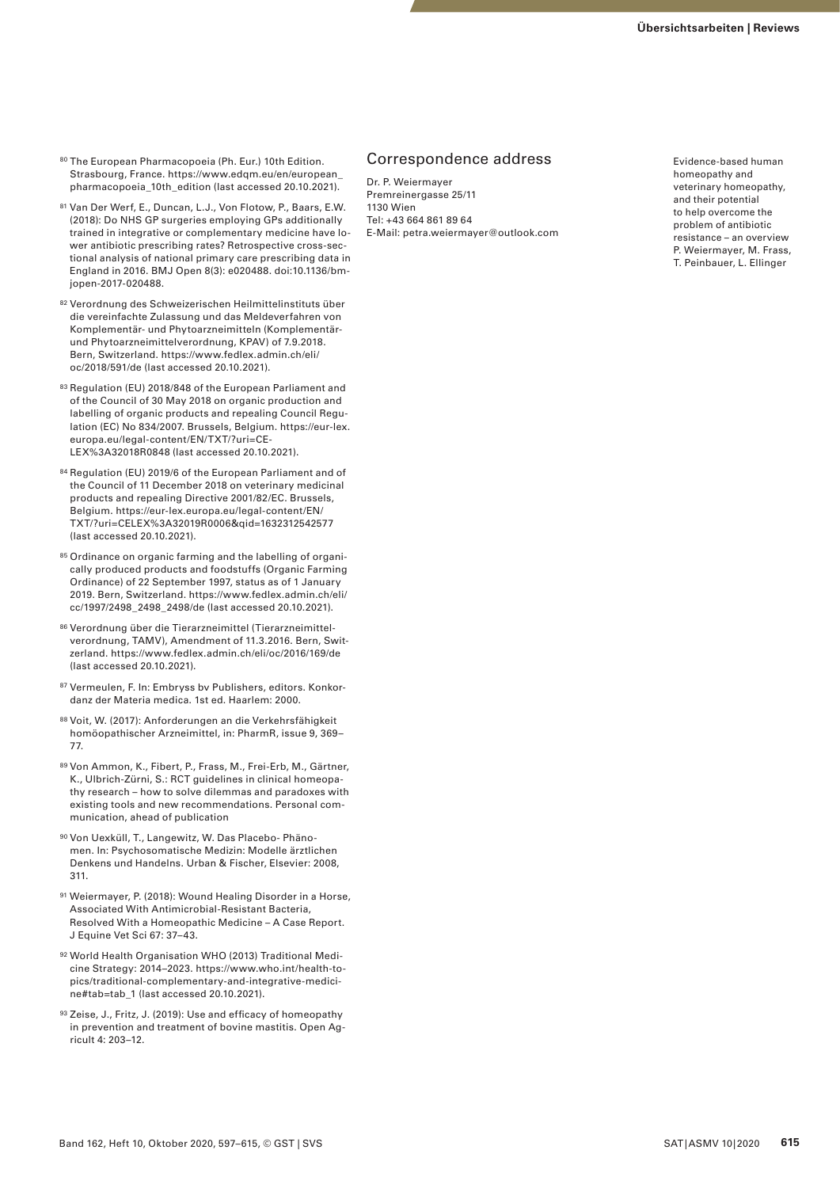[80] The European Pharmacopoeia (Ph. Eur.) 10th Edition. Strasbourg, France. https://www.edqm.eu/en/european_pharmacopoeia_10th_edition (last accessed 20.10.2021).

[81] Van Der Werf, E., Duncan, L.J., Von Flotow, P., Baars, E.W. (2018): Do NHS GP surgeries employing GPs additionally trained in integrative or complementary medicine have lower antibiotic prescribing rates? Retrospective cross-sectional analysis of national primary care prescribing data in England in 2016. BMJ Open 8(3): e020488. doi:10.1136/bmjopen-2017-020488.

[82] Verordnung des Schweizerischen Heilmittelinstituts über die vereinfachte Zulassung und das Meldeverfahren von Komplementär- und Phytoarzneimitteln (Komplementär- und Phytoarzneimittelverordnung, KPAV) of 7.9.2018. Bern, Switzerland. https://www.fedlex.admin.ch/eli/oc/2018/591/de (last accessed 20.10.2021).

[83] Regulation (EU) 2018/848 of the European Parliament and of the Council of 30 May 2018 on organic production and labelling of organic products and repealing Council Regulation (EC) No 834/2007. Brussels, Belgium. https://eur-lex.europa.eu/legal-content/EN/TXT/?uri=CELEX%3A32018R0848 (last accessed 20.10.2021).

[84] Regulation (EU) 2019/6 of the European Parliament and of the Council of 11 December 2018 on veterinary medicinal products and repealing Directive 2001/82/EC. Brussels, Belgium. https://eur-lex.europa.eu/legal-content/EN/TXT/?uri=CELEX%3A32019R0006&qid=1632312542577 (last accessed 20.10.2021).

[85] Ordinance on organic farming and the labelling of organically produced products and foodstuffs (Organic Farming Ordinance) of 22 September 1997, status as of 1 January 2019. Bern, Switzerland. https://www.fedlex.admin.ch/eli/cc/1997/2498_2498_2498/de (last accessed 20.10.2021).

[86] Verordnung über die Tierarzneimittel (Tierarzneimittelverordnung, TAMV), Amendment of 11.3.2016. Bern, Switzerland. https://www.fedlex.admin.ch/eli/oc/2016/169/de (last accessed 20.10.2021).

[87] Vermeulen, F. In: Embryss bv Publishers, editors. Konkordanz der Materia medica. 1st ed. Haarlem: 2000.

[88] Voit, W. (2017): Anforderungen an die Verkehrsfähigkeit homöopathischer Arzneimittel, in: PharmR, issue 9, 369–77.

[89] Von Ammon, K., Fibert, P., Frass, M., Frei-Erb, M., Gärtner, K., Ulbrich-Zürni, S.: RCT guidelines in clinical homeopathy research – how to solve dilemmas and paradoxes with existing tools and new recommendations. Personal communication, ahead of publication

[90] Von Uexküll, T., Langewitz, W. Das Placebo- Phänomen. In: Psychosomatische Medizin: Modelle ärztlichen Denkens und Handelns. Urban & Fischer, Elsevier: 2008, 311.

[91] Weiermayer, P. (2018): Wound Healing Disorder in a Horse, Associated With Antimicrobial-Resistant Bacteria, Resolved With a Homeopathic Medicine – A Case Report. J Equine Vet Sci 67: 37–43.

[92] World Health Organisation WHO (2013) Traditional Medicine Strategy: 2014–2023. https://www.who.int/health-topics/traditional-complementary-and-integrative-medicine#tab=tab_1 (last accessed 20.10.2021).

[93] Zeise, J., Fritz, J. (2019): Use and efficacy of homeopathy in prevention and treatment of bovine mastitis. Open Agricult 4: 203–12.

## Correspondence address

Dr. P. Weiermayer
Premreinergasse 25/11
1130 Wien
Tel: +43 664 861 89 64
E-Mail: petra.weiermayer@outlook.com